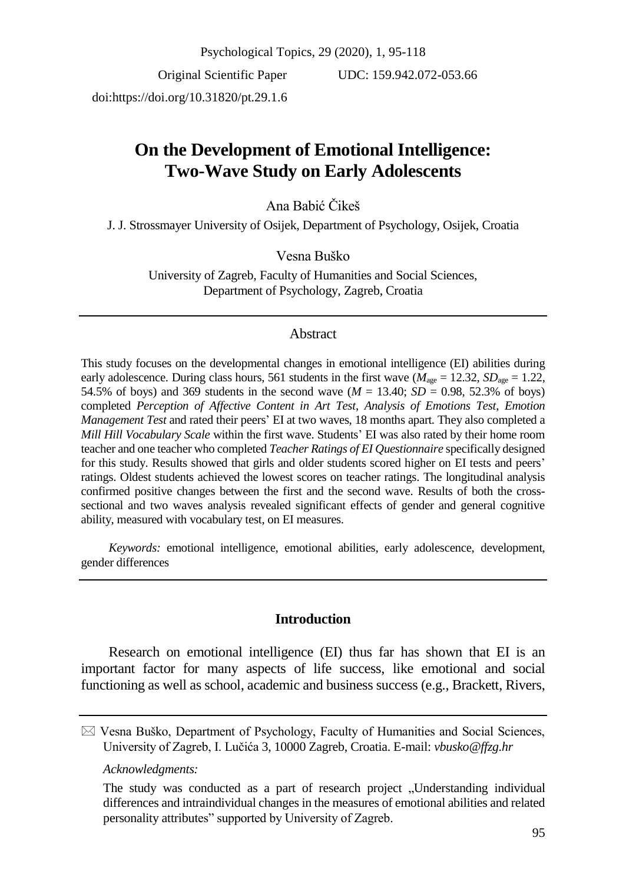Original Scientific Paper UDC: 159.942.072-053.66

doi:https://doi.org/10.31820/pt.29.1.6

# On the Development of Emotional Intelligence: Two-Wave Study on Early Adolescents

Ana Babić Čikeš

J. J. Strossmayer University of Osijek, Department of Psychology, Osijek, Croatia

Vesna Buško

University of Zagreb, Faculty of Humanities and Social Sciences, Department of Psychology, Zagreb, Croatia

## Abstract

This study focuses on the developmental changes in emotional intelligence (EI) abilities during early adolescence. During class hours, 561 students in the first wave ($M_{age}$ = 12.32, $SD_{age}$ = 1.22, 54.5% of boys) and 369 students in the second wave ($M$ = 13.40; $SD$ = 0.98, 52.3% of boys) completed *Perception of Affective Content in Art Test*, *Analysis of Emotions Test*, *Emotion Management Test* and rated their peers' EI at two waves, 18 months apart. They also completed a *Mill Hill Vocabulary Scale* within the first wave. Students' EI was also rated by their home room teacher and one teacher who completed *Teacher Ratings of EI Questionnaire* specifically designed for this study. Results showed that girls and older students scored higher on EI tests and peers' ratings. Oldest students achieved the lowest scores on teacher ratings. The longitudinal analysis confirmed positive changes between the first and the second wave. Results of both the cross-sectional and two waves analysis revealed significant effects of gender and general cognitive ability, measured with vocabulary test, on EI measures.

*Keywords:* emotional intelligence, emotional abilities, early adolescence, development, gender differences

## Introduction

Research on emotional intelligence (EI) thus far has shown that EI is an important factor for many aspects of life success, like emotional and social functioning as well as school, academic and business success (e.g., Brackett, Rivers,

---

✉ Vesna Buško, Department of Psychology, Faculty of Humanities and Social Sciences, University of Zagreb, I. Lučića 3, 10000 Zagreb, Croatia. E-mail: *vbusko@ffzg.hr*

*Acknowledgments:*

The study was conducted as a part of research project „Understanding individual differences and intraindividual changes in the measures of emotional abilities and related personality attributes" supported by University of Zagreb.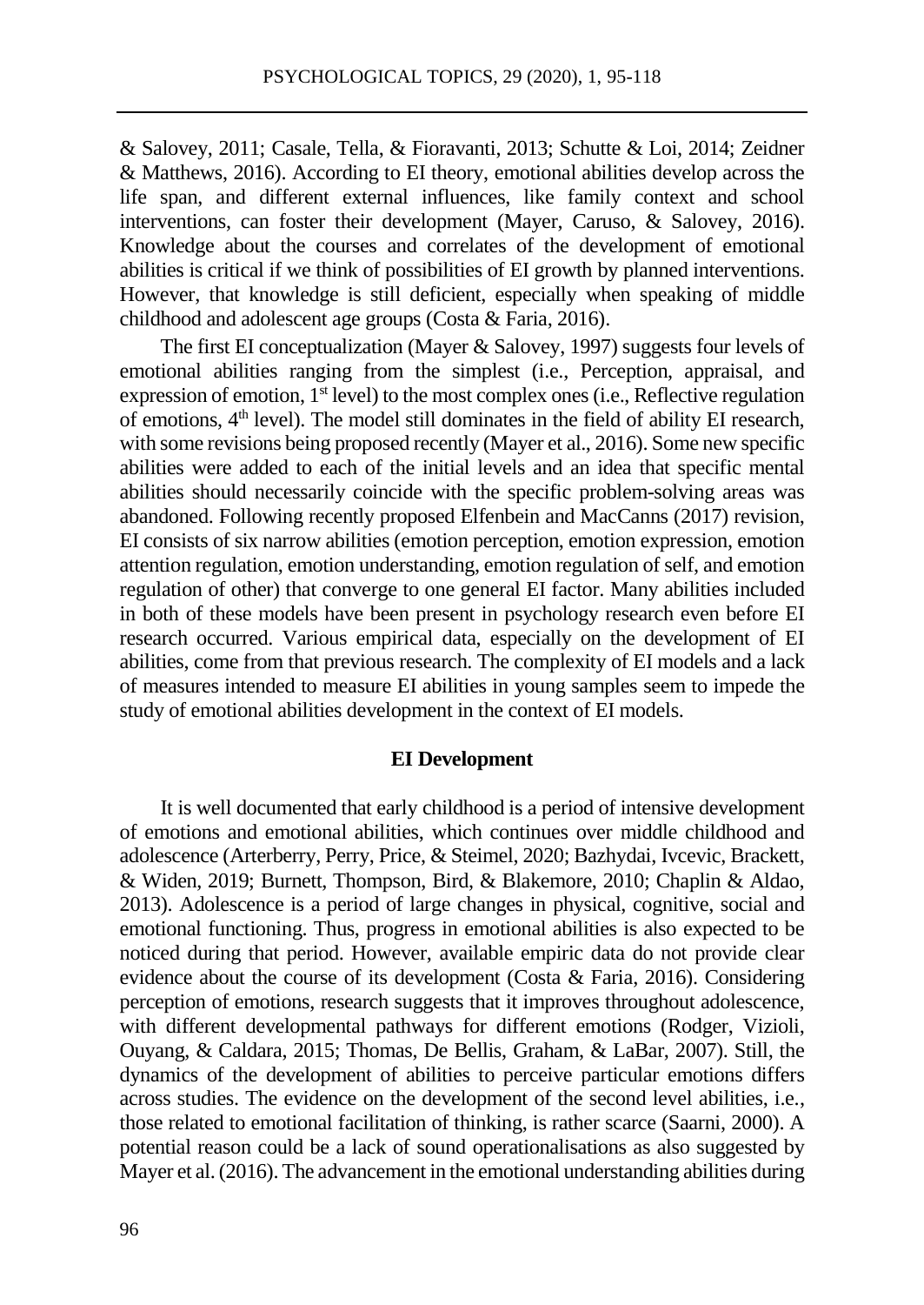& Salovey, 2011; Casale, Tella, & Fioravanti, 2013; Schutte & Loi, 2014; Zeidner & Matthews, 2016). According to EI theory, emotional abilities develop across the life span, and different external influences, like family context and school interventions, can foster their development (Mayer, Caruso, & Salovey, 2016). Knowledge about the courses and correlates of the development of emotional abilities is critical if we think of possibilities of EI growth by planned interventions. However, that knowledge is still deficient, especially when speaking of middle childhood and adolescent age groups (Costa & Faria, 2016).

The first EI conceptualization (Mayer & Salovey, 1997) suggests four levels of emotional abilities ranging from the simplest (i.e., Perception, appraisal, and expression of emotion, 1st level) to the most complex ones (i.e., Reflective regulation of emotions, 4th level). The model still dominates in the field of ability EI research, with some revisions being proposed recently (Mayer et al., 2016). Some new specific abilities were added to each of the initial levels and an idea that specific mental abilities should necessarily coincide with the specific problem-solving areas was abandoned. Following recently proposed Elfenbein and MacCanns (2017) revision, EI consists of six narrow abilities (emotion perception, emotion expression, emotion attention regulation, emotion understanding, emotion regulation of self, and emotion regulation of other) that converge to one general EI factor. Many abilities included in both of these models have been present in psychology research even before EI research occurred. Various empirical data, especially on the development of EI abilities, come from that previous research. The complexity of EI models and a lack of measures intended to measure EI abilities in young samples seem to impede the study of emotional abilities development in the context of EI models.

## EI Development

It is well documented that early childhood is a period of intensive development of emotions and emotional abilities, which continues over middle childhood and adolescence (Arterberry, Perry, Price, & Steimel, 2020; Bazhydai, Ivcevic, Brackett, & Widen, 2019; Burnett, Thompson, Bird, & Blakemore, 2010; Chaplin & Aldao, 2013). Adolescence is a period of large changes in physical, cognitive, social and emotional functioning. Thus, progress in emotional abilities is also expected to be noticed during that period. However, available empiric data do not provide clear evidence about the course of its development (Costa & Faria, 2016). Considering perception of emotions, research suggests that it improves throughout adolescence, with different developmental pathways for different emotions (Rodger, Vizioli, Ouyang, & Caldara, 2015; Thomas, De Bellis, Graham, & LaBar, 2007). Still, the dynamics of the development of abilities to perceive particular emotions differs across studies. The evidence on the development of the second level abilities, i.e., those related to emotional facilitation of thinking, is rather scarce (Saarni, 2000). A potential reason could be a lack of sound operationalisations as also suggested by Mayer et al. (2016). The advancement in the emotional understanding abilities during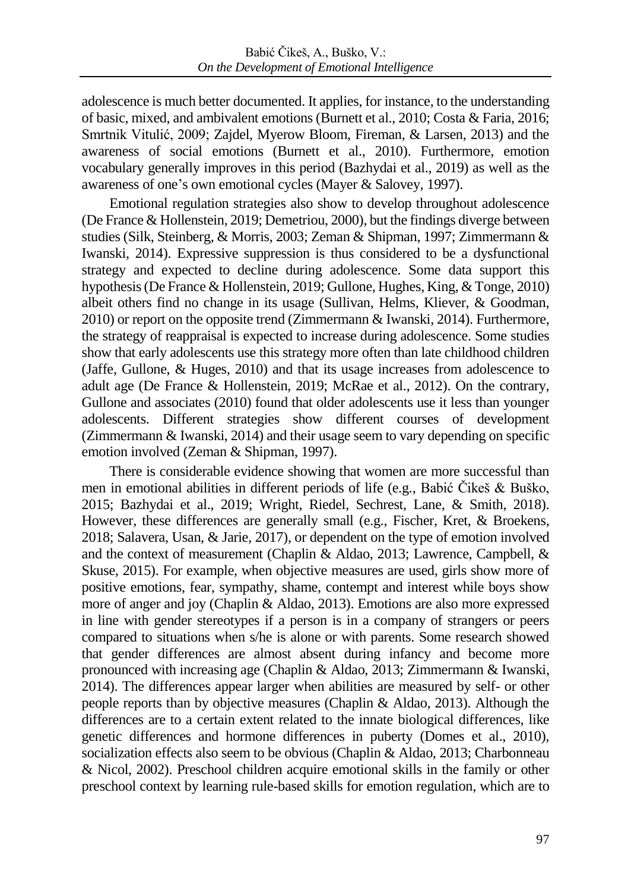adolescence is much better documented. It applies, for instance, to the understanding of basic, mixed, and ambivalent emotions (Burnett et al., 2010; Costa & Faria, 2016; Smrtnik Vitulić, 2009; Zajdel, Myerow Bloom, Fireman, & Larsen, 2013) and the awareness of social emotions (Burnett et al., 2010). Furthermore, emotion vocabulary generally improves in this period (Bazhydai et al., 2019) as well as the awareness of one's own emotional cycles (Mayer & Salovey, 1997).

Emotional regulation strategies also show to develop throughout adolescence (De France & Hollenstein, 2019; Demetriou, 2000), but the findings diverge between studies (Silk, Steinberg, & Morris, 2003; Zeman & Shipman, 1997; Zimmermann & Iwanski, 2014). Expressive suppression is thus considered to be a dysfunctional strategy and expected to decline during adolescence. Some data support this hypothesis (De France & Hollenstein, 2019; Gullone, Hughes, King, & Tonge, 2010) albeit others find no change in its usage (Sullivan, Helms, Kliever, & Goodman, 2010) or report on the opposite trend (Zimmermann & Iwanski, 2014). Furthermore, the strategy of reappraisal is expected to increase during adolescence. Some studies show that early adolescents use this strategy more often than late childhood children (Jaffe, Gullone, & Huges, 2010) and that its usage increases from adolescence to adult age (De France & Hollenstein, 2019; McRae et al., 2012). On the contrary, Gullone and associates (2010) found that older adolescents use it less than younger adolescents. Different strategies show different courses of development (Zimmermann & Iwanski, 2014) and their usage seem to vary depending on specific emotion involved (Zeman & Shipman, 1997).

There is considerable evidence showing that women are more successful than men in emotional abilities in different periods of life (e.g., Babić Čikeš & Buško, 2015; Bazhydai et al., 2019; Wright, Riedel, Sechrest, Lane, & Smith, 2018). However, these differences are generally small (e.g., Fischer, Kret, & Broekens, 2018; Salavera, Usan, & Jarie, 2017), or dependent on the type of emotion involved and the context of measurement (Chaplin & Aldao, 2013; Lawrence, Campbell, & Skuse, 2015). For example, when objective measures are used, girls show more of positive emotions, fear, sympathy, shame, contempt and interest while boys show more of anger and joy (Chaplin & Aldao, 2013). Emotions are also more expressed in line with gender stereotypes if a person is in a company of strangers or peers compared to situations when s/he is alone or with parents. Some research showed that gender differences are almost absent during infancy and become more pronounced with increasing age (Chaplin & Aldao, 2013; Zimmermann & Iwanski, 2014). The differences appear larger when abilities are measured by self- or other people reports than by objective measures (Chaplin & Aldao, 2013). Although the differences are to a certain extent related to the innate biological differences, like genetic differences and hormone differences in puberty (Domes et al., 2010), socialization effects also seem to be obvious (Chaplin & Aldao, 2013; Charbonneau & Nicol, 2002). Preschool children acquire emotional skills in the family or other preschool context by learning rule-based skills for emotion regulation, which are to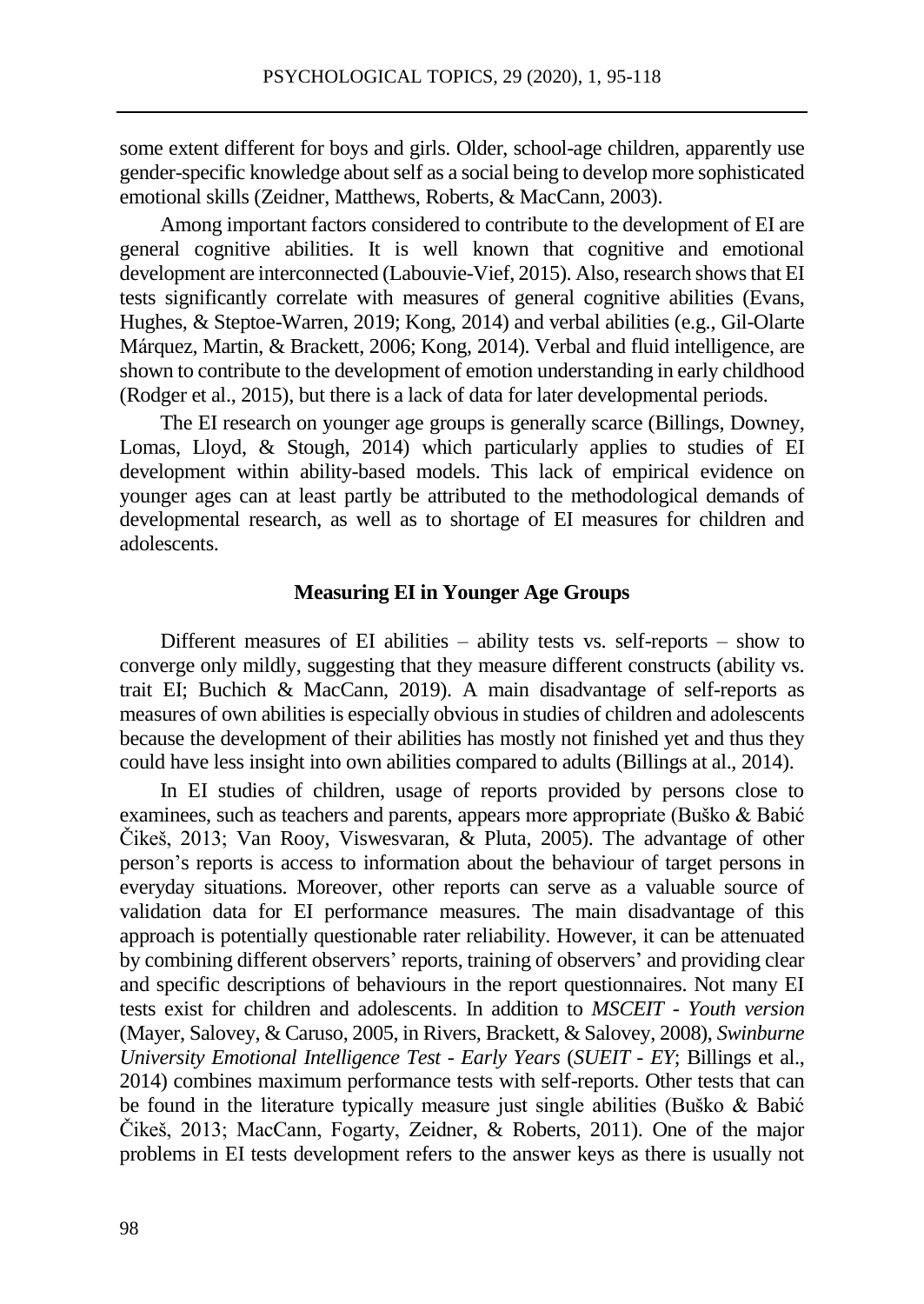some extent different for boys and girls. Older, school-age children, apparently use gender-specific knowledge about self as a social being to develop more sophisticated emotional skills (Zeidner, Matthews, Roberts, & MacCann, 2003).

Among important factors considered to contribute to the development of EI are general cognitive abilities. It is well known that cognitive and emotional development are interconnected (Labouvie-Vief, 2015). Also, research shows that EI tests significantly correlate with measures of general cognitive abilities (Evans, Hughes, & Steptoe-Warren, 2019; Kong, 2014) and verbal abilities (e.g., Gil-Olarte Márquez, Martin, & Brackett, 2006; Kong, 2014). Verbal and fluid intelligence, are shown to contribute to the development of emotion understanding in early childhood (Rodger et al., 2015), but there is a lack of data for later developmental periods.

The EI research on younger age groups is generally scarce (Billings, Downey, Lomas, Lloyd, & Stough, 2014) which particularly applies to studies of EI development within ability-based models. This lack of empirical evidence on younger ages can at least partly be attributed to the methodological demands of developmental research, as well as to shortage of EI measures for children and adolescents.

## Measuring EI in Younger Age Groups

Different measures of EI abilities – ability tests vs. self-reports – show to converge only mildly, suggesting that they measure different constructs (ability vs. trait EI; Buchich & MacCann, 2019). A main disadvantage of self-reports as measures of own abilities is especially obvious in studies of children and adolescents because the development of their abilities has mostly not finished yet and thus they could have less insight into own abilities compared to adults (Billings at al., 2014).

In EI studies of children, usage of reports provided by persons close to examinees, such as teachers and parents, appears more appropriate (Buško & Babić Čikeš, 2013; Van Rooy, Viswesvaran, & Pluta, 2005). The advantage of other person's reports is access to information about the behaviour of target persons in everyday situations. Moreover, other reports can serve as a valuable source of validation data for EI performance measures. The main disadvantage of this approach is potentially questionable rater reliability. However, it can be attenuated by combining different observers' reports, training of observers' and providing clear and specific descriptions of behaviours in the report questionnaires. Not many EI tests exist for children and adolescents. In addition to *MSCEIT - Youth version* (Mayer, Salovey, & Caruso, 2005, in Rivers, Brackett, & Salovey, 2008), *Swinburne University Emotional Intelligence Test - Early Years* (*SUEIT - EY*; Billings et al., 2014) combines maximum performance tests with self-reports. Other tests that can be found in the literature typically measure just single abilities (Buško & Babić Čikeš, 2013; MacCann, Fogarty, Zeidner, & Roberts, 2011). One of the major problems in EI tests development refers to the answer keys as there is usually not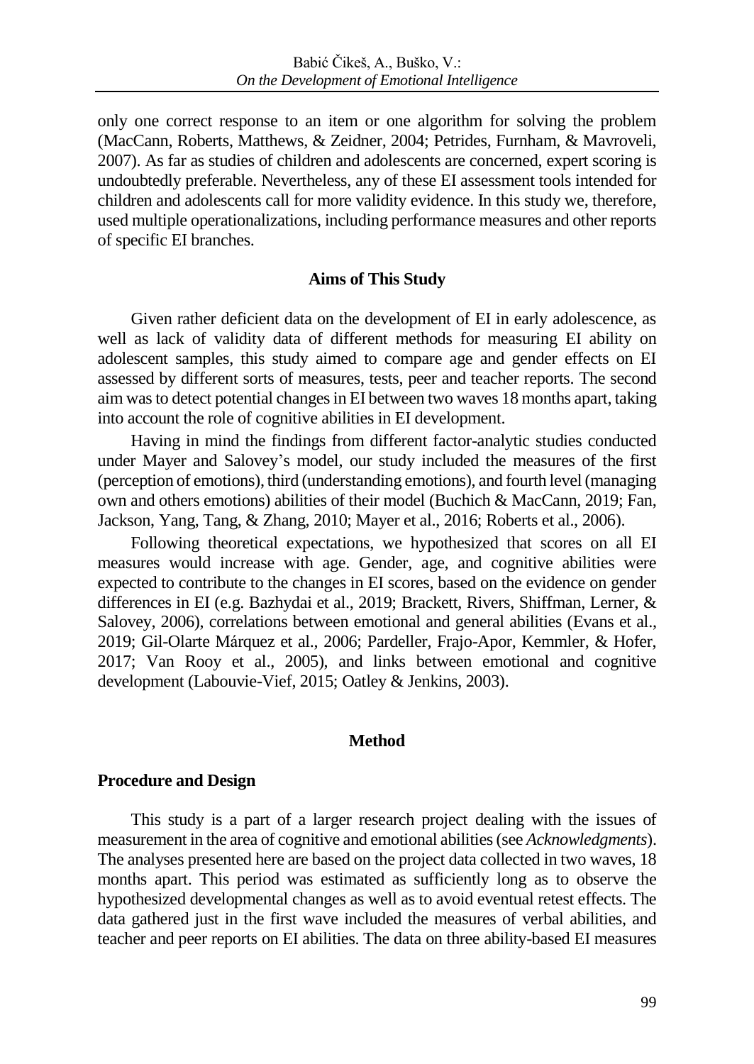only one correct response to an item or one algorithm for solving the problem (MacCann, Roberts, Matthews, & Zeidner, 2004; Petrides, Furnham, & Mavroveli, 2007). As far as studies of children and adolescents are concerned, expert scoring is undoubtedly preferable. Nevertheless, any of these EI assessment tools intended for children and adolescents call for more validity evidence. In this study we, therefore, used multiple operationalizations, including performance measures and other reports of specific EI branches.

## Aims of This Study

Given rather deficient data on the development of EI in early adolescence, as well as lack of validity data of different methods for measuring EI ability on adolescent samples, this study aimed to compare age and gender effects on EI assessed by different sorts of measures, tests, peer and teacher reports. The second aim was to detect potential changes in EI between two waves 18 months apart, taking into account the role of cognitive abilities in EI development.

Having in mind the findings from different factor-analytic studies conducted under Mayer and Salovey's model, our study included the measures of the first (perception of emotions), third (understanding emotions), and fourth level (managing own and others emotions) abilities of their model (Buchich & MacCann, 2019; Fan, Jackson, Yang, Tang, & Zhang, 2010; Mayer et al., 2016; Roberts et al., 2006).

Following theoretical expectations, we hypothesized that scores on all EI measures would increase with age. Gender, age, and cognitive abilities were expected to contribute to the changes in EI scores, based on the evidence on gender differences in EI (e.g. Bazhydai et al., 2019; Brackett, Rivers, Shiffman, Lerner, & Salovey, 2006), correlations between emotional and general abilities (Evans et al., 2019; Gil-Olarte Márquez et al., 2006; Pardeller, Frajo-Apor, Kemmler, & Hofer, 2017; Van Rooy et al., 2005), and links between emotional and cognitive development (Labouvie-Vief, 2015; Oatley & Jenkins, 2003).

# Method

## Procedure and Design

This study is a part of a larger research project dealing with the issues of measurement in the area of cognitive and emotional abilities (see *Acknowledgments*). The analyses presented here are based on the project data collected in two waves, 18 months apart. This period was estimated as sufficiently long as to observe the hypothesized developmental changes as well as to avoid eventual retest effects. The data gathered just in the first wave included the measures of verbal abilities, and teacher and peer reports on EI abilities. The data on three ability-based EI measures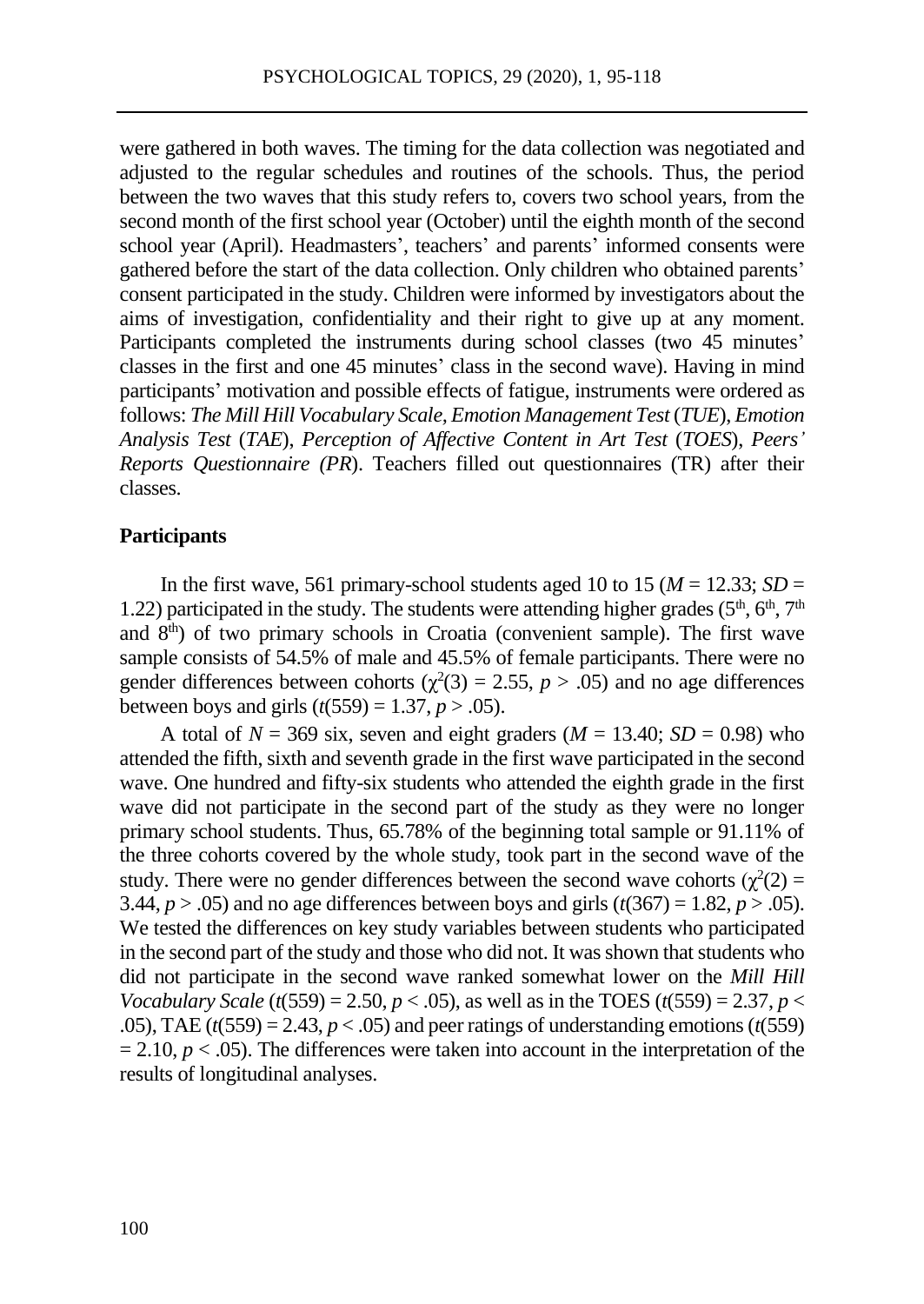were gathered in both waves. The timing for the data collection was negotiated and adjusted to the regular schedules and routines of the schools. Thus, the period between the two waves that this study refers to, covers two school years, from the second month of the first school year (October) until the eighth month of the second school year (April). Headmasters', teachers' and parents' informed consents were gathered before the start of the data collection. Only children who obtained parents' consent participated in the study. Children were informed by investigators about the aims of investigation, confidentiality and their right to give up at any moment. Participants completed the instruments during school classes (two 45 minutes' classes in the first and one 45 minutes' class in the second wave). Having in mind participants' motivation and possible effects of fatigue, instruments were ordered as follows: *The Mill Hill Vocabulary Scale*, *Emotion Management Test* (*TUE*), *Emotion Analysis Test* (*TAE*), *Perception of Affective Content in Art Test* (*TOES*), *Peers' Reports Questionnaire (PR*). Teachers filled out questionnaires (TR) after their classes.

### Participants

In the first wave, 561 primary-school students aged 10 to 15 ($M$ = 12.33; $SD$ = 1.22) participated in the study. The students were attending higher grades (5th, 6th, 7th and 8th) of two primary schools in Croatia (convenient sample). The first wave sample consists of 54.5% of male and 45.5% of female participants. There were no gender differences between cohorts ($\chi^2(3) = 2.55$, $p > .05$) and no age differences between boys and girls ($t(559) = 1.37$, $p > .05$).

A total of $N$ = 369 six, seven and eight graders ($M$ = 13.40; $SD$ = 0.98) who attended the fifth, sixth and seventh grade in the first wave participated in the second wave. One hundred and fifty-six students who attended the eighth grade in the first wave did not participate in the second part of the study as they were no longer primary school students. Thus, 65.78% of the beginning total sample or 91.11% of the three cohorts covered by the whole study, took part in the second wave of the study. There were no gender differences between the second wave cohorts ($\chi^2(2) = 3.44$, $p > .05$) and no age differences between boys and girls ($t(367) = 1.82$, $p > .05$). We tested the differences on key study variables between students who participated in the second part of the study and those who did not. It was shown that students who did not participate in the second wave ranked somewhat lower on the *Mill Hill Vocabulary Scale* ($t(559) = 2.50$, $p < .05$), as well as in the TOES ($t(559) = 2.37$, $p < .05$), TAE ($t(559) = 2.43$, $p < .05$) and peer ratings of understanding emotions ($t(559) = 2.10$, $p < .05$). The differences were taken into account in the interpretation of the results of longitudinal analyses.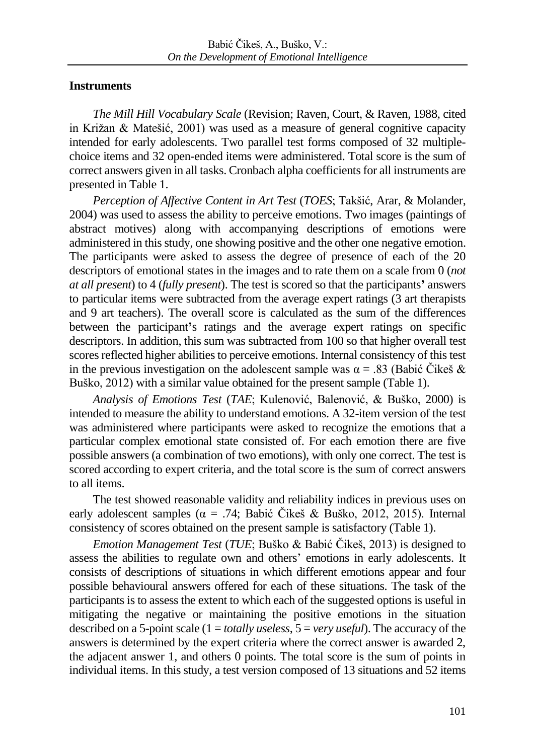## Instruments

*The Mill Hill Vocabulary Scale* (Revision; Raven, Court, & Raven, 1988, cited in Križan & Matešić, 2001) was used as a measure of general cognitive capacity intended for early adolescents. Two parallel test forms composed of 32 multiple-choice items and 32 open-ended items were administered. Total score is the sum of correct answers given in all tasks. Cronbach alpha coefficients for all instruments are presented in Table 1.

*Perception of Affective Content in Art Test* (*TOES*; Takšić, Arar, & Molander, 2004) was used to assess the ability to perceive emotions. Two images (paintings of abstract motives) along with accompanying descriptions of emotions were administered in this study, one showing positive and the other one negative emotion. The participants were asked to assess the degree of presence of each of the 20 descriptors of emotional states in the images and to rate them on a scale from 0 (*not at all present*) to 4 (*fully present*). The test is scored so that the participants**'** answers to particular items were subtracted from the average expert ratings (3 art therapists and 9 art teachers). The overall score is calculated as the sum of the differences between the participant**'**s ratings and the average expert ratings on specific descriptors. In addition, this sum was subtracted from 100 so that higher overall test scores reflected higher abilities to perceive emotions. Internal consistency of this test in the previous investigation on the adolescent sample was $\alpha = .83$ (Babić Čikeš & Buško, 2012) with a similar value obtained for the present sample (Table 1).

*Analysis of Emotions Test* (*TAE*; Kulenović, Balenović, & Buško, 2000) is intended to measure the ability to understand emotions. A 32-item version of the test was administered where participants were asked to recognize the emotions that a particular complex emotional state consisted of. For each emotion there are five possible answers (a combination of two emotions), with only one correct. The test is scored according to expert criteria, and the total score is the sum of correct answers to all items.

The test showed reasonable validity and reliability indices in previous uses on early adolescent samples ($\alpha = .74$; Babić Čikeš & Buško, 2012, 2015). Internal consistency of scores obtained on the present sample is satisfactory (Table 1).

*Emotion Management Test* (*TUE*; Buško & Babić Čikeš, 2013) is designed to assess the abilities to regulate own and others' emotions in early adolescents. It consists of descriptions of situations in which different emotions appear and four possible behavioural answers offered for each of these situations. The task of the participants is to assess the extent to which each of the suggested options is useful in mitigating the negative or maintaining the positive emotions in the situation described on a 5-point scale (1 = *totally useless*, 5 = *very useful*). The accuracy of the answers is determined by the expert criteria where the correct answer is awarded 2, the adjacent answer 1, and others 0 points. The total score is the sum of points in individual items. In this study, a test version composed of 13 situations and 52 items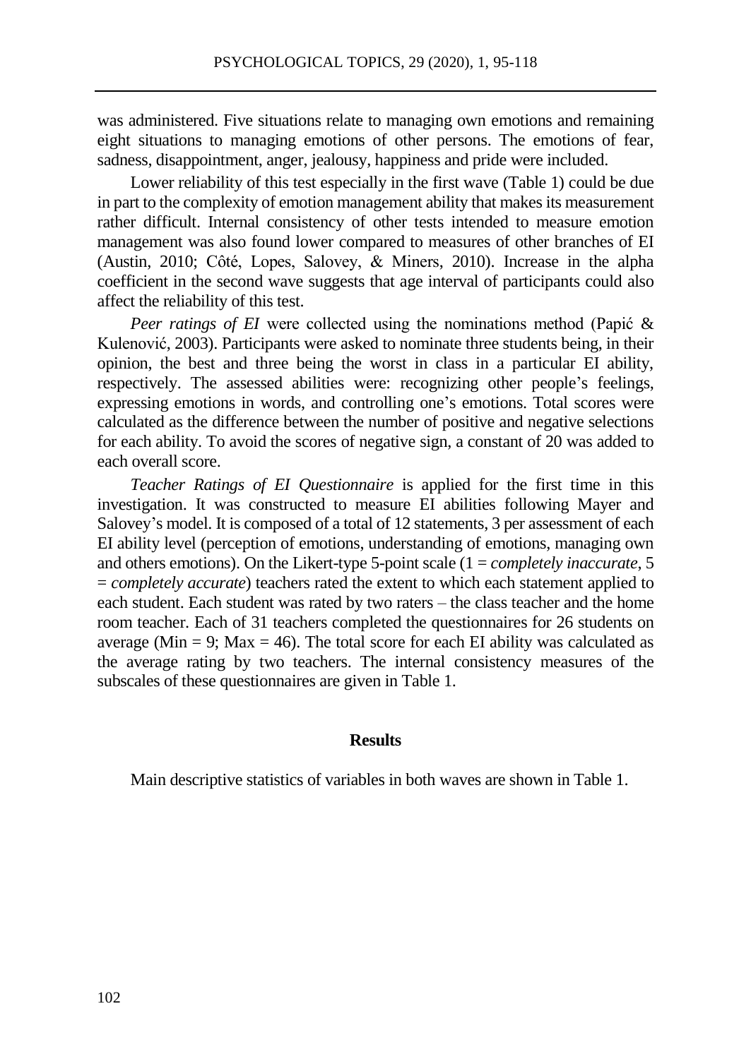was administered. Five situations relate to managing own emotions and remaining eight situations to managing emotions of other persons. The emotions of fear, sadness, disappointment, anger, jealousy, happiness and pride were included.

Lower reliability of this test especially in the first wave (Table 1) could be due in part to the complexity of emotion management ability that makes its measurement rather difficult. Internal consistency of other tests intended to measure emotion management was also found lower compared to measures of other branches of EI (Austin, 2010; Côté, Lopes, Salovey, & Miners, 2010). Increase in the alpha coefficient in the second wave suggests that age interval of participants could also affect the reliability of this test.

*Peer ratings of EI* were collected using the nominations method (Papić & Kulenović, 2003). Participants were asked to nominate three students being, in their opinion, the best and three being the worst in class in a particular EI ability, respectively. The assessed abilities were: recognizing other people's feelings, expressing emotions in words, and controlling one's emotions. Total scores were calculated as the difference between the number of positive and negative selections for each ability. To avoid the scores of negative sign, a constant of 20 was added to each overall score.

*Teacher Ratings of EI Questionnaire* is applied for the first time in this investigation. It was constructed to measure EI abilities following Mayer and Salovey's model. It is composed of a total of 12 statements, 3 per assessment of each EI ability level (perception of emotions, understanding of emotions, managing own and others emotions). On the Likert-type 5-point scale (1 = *completely inaccurate*, 5 = *completely accurate*) teachers rated the extent to which each statement applied to each student. Each student was rated by two raters – the class teacher and the home room teacher. Each of 31 teachers completed the questionnaires for 26 students on average (Min = 9; Max = 46). The total score for each EI ability was calculated as the average rating by two teachers. The internal consistency measures of the subscales of these questionnaires are given in Table 1.

## Results

Main descriptive statistics of variables in both waves are shown in Table 1.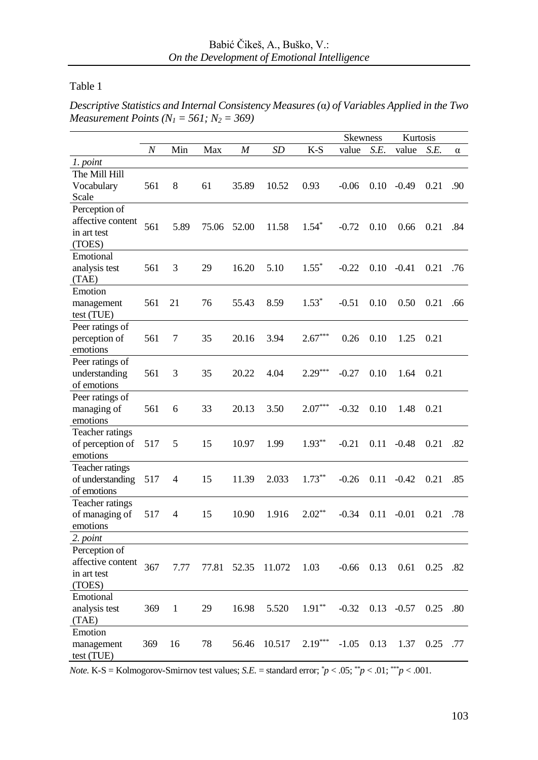Table 1

*Descriptive Statistics and Internal Consistency Measures (α) of Variables Applied in the Two Measurement Points ($N_1 = 561$; $N_2 = 369$)*

| | | | | | | | Skewness | | Kurtosis | | |
|---|---|---|---|---|---|---|---|---|---|---|---|
| | *N* | Min | Max | *M* | *SD* | K-S | value | *S.E.* | value | *S.E.* | α |
| *1. point* | | | | | | | | | | | |
| The Mill Hill Vocabulary Scale | 561 | 8 | 61 | 35.89 | 10.52 | 0.93 | -0.06 | 0.10 | -0.49 | 0.21 | .90 |
| Perception of affective content in art test (TOES) | 561 | 5.89 | 75.06 | 52.00 | 11.58 | $1.54^{*}$ | -0.72 | 0.10 | 0.66 | 0.21 | .84 |
| Emotional analysis test (TAE) | 561 | 3 | 29 | 16.20 | 5.10 | $1.55^{*}$ | -0.22 | 0.10 | -0.41 | 0.21 | .76 |
| Emotion management test (TUE) | 561 | 21 | 76 | 55.43 | 8.59 | $1.53^{*}$ | -0.51 | 0.10 | 0.50 | 0.21 | .66 |
| Peer ratings of perception of emotions | 561 | 7 | 35 | 20.16 | 3.94 | $2.67^{***}$ | 0.26 | 0.10 | 1.25 | 0.21 | |
| Peer ratings of understanding of emotions | 561 | 3 | 35 | 20.22 | 4.04 | $2.29^{***}$ | -0.27 | 0.10 | 1.64 | 0.21 | |
| Peer ratings of managing of emotions | 561 | 6 | 33 | 20.13 | 3.50 | $2.07^{***}$ | -0.32 | 0.10 | 1.48 | 0.21 | |
| Teacher ratings of perception of emotions | 517 | 5 | 15 | 10.97 | 1.99 | $1.93^{**}$ | -0.21 | 0.11 | -0.48 | 0.21 | .82 |
| Teacher ratings of understanding of emotions | 517 | 4 | 15 | 11.39 | 2.033 | $1.73^{**}$ | -0.26 | 0.11 | -0.42 | 0.21 | .85 |
| Teacher ratings of managing of emotions | 517 | 4 | 15 | 10.90 | 1.916 | $2.02^{**}$ | -0.34 | 0.11 | -0.01 | 0.21 | .78 |
| *2. point* | | | | | | | | | | | |
| Perception of affective content in art test (TOES) | 367 | 7.77 | 77.81 | 52.35 | 11.072 | 1.03 | -0.66 | 0.13 | 0.61 | 0.25 | .82 |
| Emotional analysis test (TAE) | 369 | 1 | 29 | 16.98 | 5.520 | $1.91^{**}$ | -0.32 | 0.13 | -0.57 | 0.25 | .80 |
| Emotion management test (TUE) | 369 | 16 | 78 | 56.46 | 10.517 | $2.19^{***}$ | -1.05 | 0.13 | 1.37 | 0.25 | .77 |

*Note.* K-S = Kolmogorov-Smirnov test values; *S.E.* = standard error; $^{*}p < .05$; $^{**}p < .01$; $^{***}p < .001$.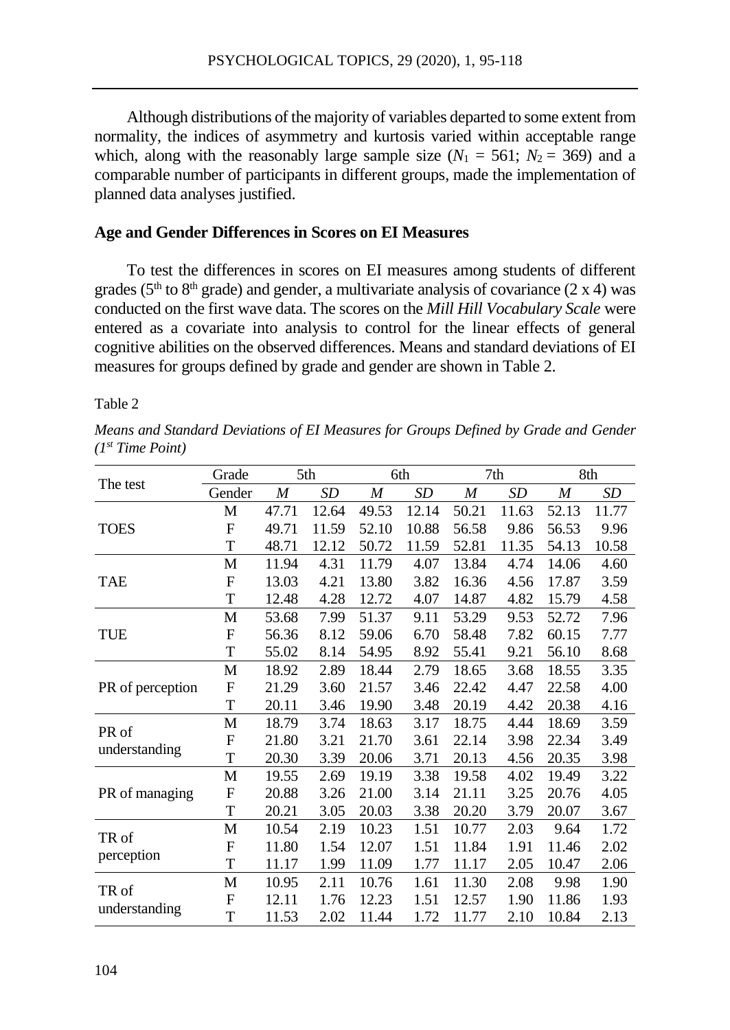Although distributions of the majority of variables departed to some extent from normality, the indices of asymmetry and kurtosis varied within acceptable range which, along with the reasonably large sample size ($N_1$ = 561; $N_2$ = 369) and a comparable number of participants in different groups, made the implementation of planned data analyses justified.

### Age and Gender Differences in Scores on EI Measures

To test the differences in scores on EI measures among students of different grades (5th to 8th grade) and gender, a multivariate analysis of covariance (2 x 4) was conducted on the first wave data. The scores on the *Mill Hill Vocabulary Scale* were entered as a covariate into analysis to control for the linear effects of general cognitive abilities on the observed differences. Means and standard deviations of EI measures for groups defined by grade and gender are shown in Table 2.

Table 2

*Means and Standard Deviations of EI Measures for Groups Defined by Grade and Gender (1st Time Point)*

| The test | Grade | 5th | | 6th | | 7th | | 8th | |
|---|---|---|---|---|---|---|---|---|---|
| | Gender | *M* | *SD* | *M* | *SD* | *M* | *SD* | *M* | *SD* |
| TOES | M | 47.71 | 12.64 | 49.53 | 12.14 | 50.21 | 11.63 | 52.13 | 11.77 |
| | F | 49.71 | 11.59 | 52.10 | 10.88 | 56.58 | 9.86 | 56.53 | 9.96 |
| | T | 48.71 | 12.12 | 50.72 | 11.59 | 52.81 | 11.35 | 54.13 | 10.58 |
| TAE | M | 11.94 | 4.31 | 11.79 | 4.07 | 13.84 | 4.74 | 14.06 | 4.60 |
| | F | 13.03 | 4.21 | 13.80 | 3.82 | 16.36 | 4.56 | 17.87 | 3.59 |
| | T | 12.48 | 4.28 | 12.72 | 4.07 | 14.87 | 4.82 | 15.79 | 4.58 |
| TUE | M | 53.68 | 7.99 | 51.37 | 9.11 | 53.29 | 9.53 | 52.72 | 7.96 |
| | F | 56.36 | 8.12 | 59.06 | 6.70 | 58.48 | 7.82 | 60.15 | 7.77 |
| | T | 55.02 | 8.14 | 54.95 | 8.92 | 55.41 | 9.21 | 56.10 | 8.68 |
| PR of perception | M | 18.92 | 2.89 | 18.44 | 2.79 | 18.65 | 3.68 | 18.55 | 3.35 |
| | F | 21.29 | 3.60 | 21.57 | 3.46 | 22.42 | 4.47 | 22.58 | 4.00 |
| | T | 20.11 | 3.46 | 19.90 | 3.48 | 20.19 | 4.42 | 20.38 | 4.16 |
| PR of understanding | M | 18.79 | 3.74 | 18.63 | 3.17 | 18.75 | 4.44 | 18.69 | 3.59 |
| | F | 21.80 | 3.21 | 21.70 | 3.61 | 22.14 | 3.98 | 22.34 | 3.49 |
| | T | 20.30 | 3.39 | 20.06 | 3.71 | 20.13 | 4.56 | 20.35 | 3.98 |
| PR of managing | M | 19.55 | 2.69 | 19.19 | 3.38 | 19.58 | 4.02 | 19.49 | 3.22 |
| | F | 20.88 | 3.26 | 21.00 | 3.14 | 21.11 | 3.25 | 20.76 | 4.05 |
| | T | 20.21 | 3.05 | 20.03 | 3.38 | 20.20 | 3.79 | 20.07 | 3.67 |
| TR of perception | M | 10.54 | 2.19 | 10.23 | 1.51 | 10.77 | 2.03 | 9.64 | 1.72 |
| | F | 11.80 | 1.54 | 12.07 | 1.51 | 11.84 | 1.91 | 11.46 | 2.02 |
| | T | 11.17 | 1.99 | 11.09 | 1.77 | 11.17 | 2.05 | 10.47 | 2.06 |
| TR of understanding | M | 10.95 | 2.11 | 10.76 | 1.61 | 11.30 | 2.08 | 9.98 | 1.90 |
| | F | 12.11 | 1.76 | 12.23 | 1.51 | 12.57 | 1.90 | 11.86 | 1.93 |
| | T | 11.53 | 2.02 | 11.44 | 1.72 | 11.77 | 2.10 | 10.84 | 2.13 |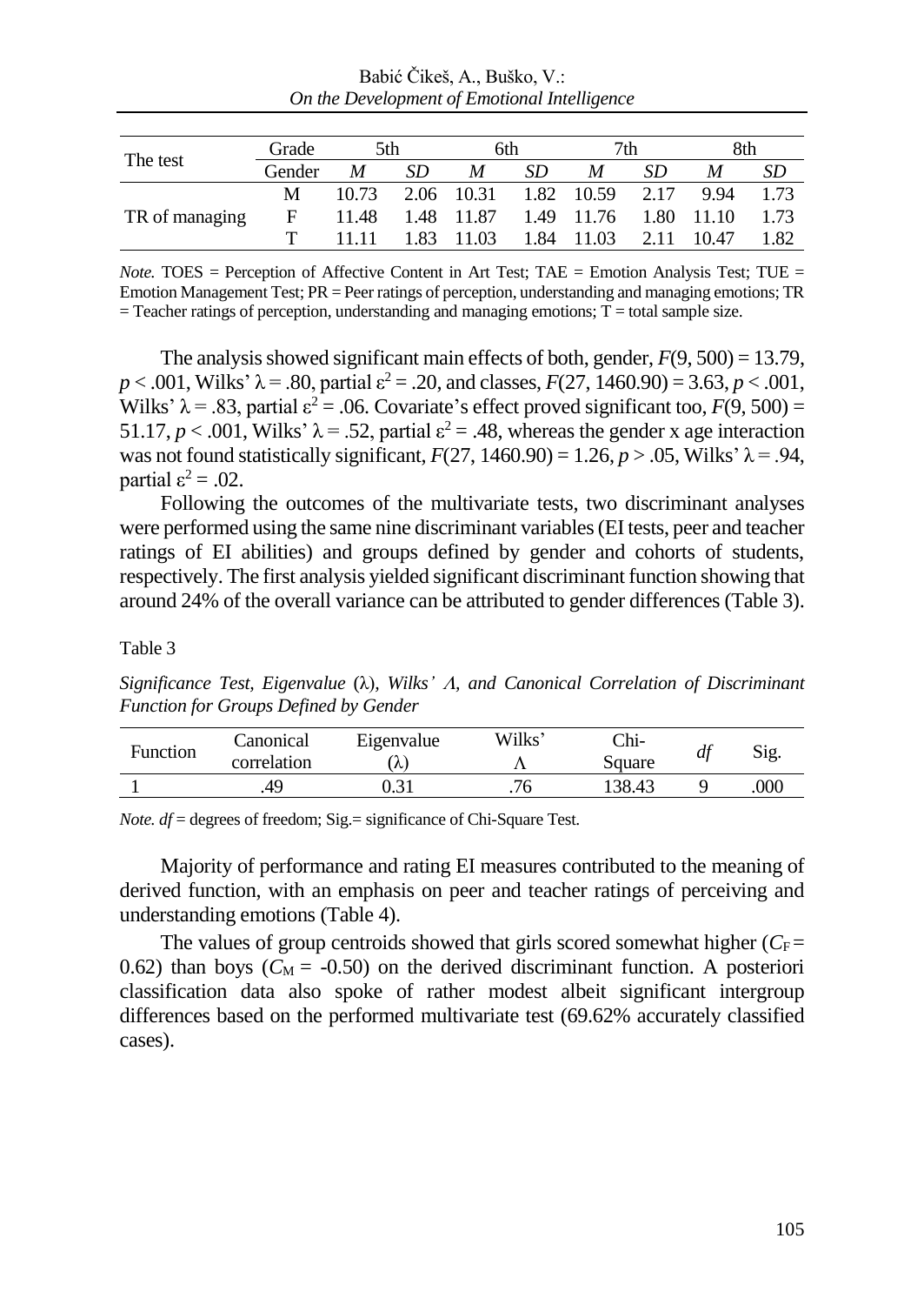| The test | Grade | 5th | | 6th | | 7th | | 8th | |
|---|---|---|---|---|---|---|---|---|---|
| | Gender | *M* | *SD* | *M* | *SD* | *M* | *SD* | *M* | *SD* |
| TR of managing | M | 10.73 | 2.06 | 10.31 | 1.82 | 10.59 | 2.17 | 9.94 | 1.73 |
| | F | 11.48 | 1.48 | 11.87 | 1.49 | 11.76 | 1.80 | 11.10 | 1.73 |
| | T | 11.11 | 1.83 | 11.03 | 1.84 | 11.03 | 2.11 | 10.47 | 1.82 |

*Note.* TOES = Perception of Affective Content in Art Test; TAE = Emotion Analysis Test; TUE = Emotion Management Test; PR = Peer ratings of perception, understanding and managing emotions; TR = Teacher ratings of perception, understanding and managing emotions; T = total sample size.

The analysis showed significant main effects of both, gender, $F(9, 500) = 13.79$, $p < .001$, Wilks' $\lambda = .80$, partial $\varepsilon^2 = .20$, and classes, $F(27, 1460.90) = 3.63$, $p < .001$, Wilks' $\lambda = .83$, partial $\varepsilon^2 = .06$. Covariate's effect proved significant too, $F(9, 500) = 51.17$, $p < .001$, Wilks' $\lambda = .52$, partial $\varepsilon^2 = .48$, whereas the gender x age interaction was not found statistically significant, $F(27, 1460.90) = 1.26$, $p > .05$, Wilks' $\lambda = .94$, partial $\varepsilon^2 = .02$.

Following the outcomes of the multivariate tests, two discriminant analyses were performed using the same nine discriminant variables (EI tests, peer and teacher ratings of EI abilities) and groups defined by gender and cohorts of students, respectively. The first analysis yielded significant discriminant function showing that around 24% of the overall variance can be attributed to gender differences (Table 3).

Table 3

*Significance Test, Eigenvalue* (λ), *Wilks' Λ, and Canonical Correlation of Discriminant Function for Groups Defined by Gender*

| Function | Canonical correlation | Eigenvalue (λ) | Wilks' Λ | Chi-Square | *df* | Sig. |
|---|---|---|---|---|---|---|
| 1 | .49 | 0.31 | .76 | 138.43 | 9 | .000 |

*Note. df* = degrees of freedom; Sig.= significance of Chi-Square Test.

Majority of performance and rating EI measures contributed to the meaning of derived function, with an emphasis on peer and teacher ratings of perceiving and understanding emotions (Table 4).

The values of group centroids showed that girls scored somewhat higher ($C_F = 0.62$) than boys ($C_M = -0.50$) on the derived discriminant function. A posteriori classification data also spoke of rather modest albeit significant intergroup differences based on the performed multivariate test (69.62% accurately classified cases).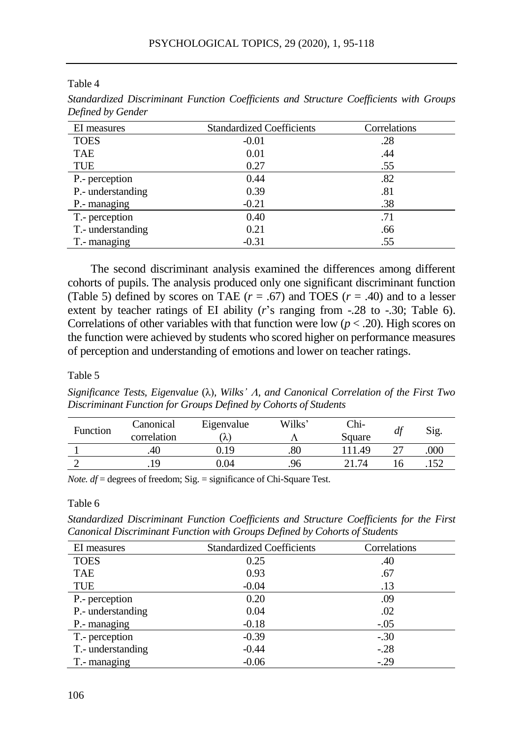Table 4

*Standardized Discriminant Function Coefficients and Structure Coefficients with Groups Defined by Gender*

| EI measures | Standardized Coefficients | Correlations |
|---|---|---|
| TOES | -0.01 | .28 |
| TAE | 0.01 | .44 |
| TUE | 0.27 | .55 |
| P.- perception | 0.44 | .82 |
| P.- understanding | 0.39 | .81 |
| P.- managing | -0.21 | .38 |
| T.- perception | 0.40 | .71 |
| T.- understanding | 0.21 | .66 |
| T.- managing | -0.31 | .55 |

The second discriminant analysis examined the differences among different cohorts of pupils. The analysis produced only one significant discriminant function (Table 5) defined by scores on TAE ($r = .67$) and TOES ($r = .40$) and to a lesser extent by teacher ratings of EI ability ($r$'s ranging from -.28 to -.30; Table 6). Correlations of other variables with that function were low ($p < .20$). High scores on the function were achieved by students who scored higher on performance measures of perception and understanding of emotions and lower on teacher ratings.

Table 5

*Significance Tests, Eigenvalue* ($\lambda$)*, Wilks' $\Lambda$, and Canonical Correlation of the First Two Discriminant Function for Groups Defined by Cohorts of Students*

| Function | Canonical correlation | Eigenvalue ($\lambda$) | Wilks' $\Lambda$ | Chi-Square | *df* | Sig. |
|---|---|---|---|---|---|---|
| 1 | .40 | 0.19 | .80 | 111.49 | 27 | .000 |
| 2 | .19 | 0.04 | .96 | 21.74 | 16 | .152 |

*Note. df* = degrees of freedom; Sig. = significance of Chi-Square Test.

Table 6

*Standardized Discriminant Function Coefficients and Structure Coefficients for the First Canonical Discriminant Function with Groups Defined by Cohorts of Students*

| EI measures | Standardized Coefficients | Correlations |
|---|---|---|
| TOES | 0.25 | .40 |
| TAE | 0.93 | .67 |
| TUE | -0.04 | .13 |
| P.- perception | 0.20 | .09 |
| P.- understanding | 0.04 | .02 |
| P.- managing | -0.18 | -.05 |
| T.- perception | -0.39 | -.30 |
| T.- understanding | -0.44 | -.28 |
| T.- managing | -0.06 | -.29 |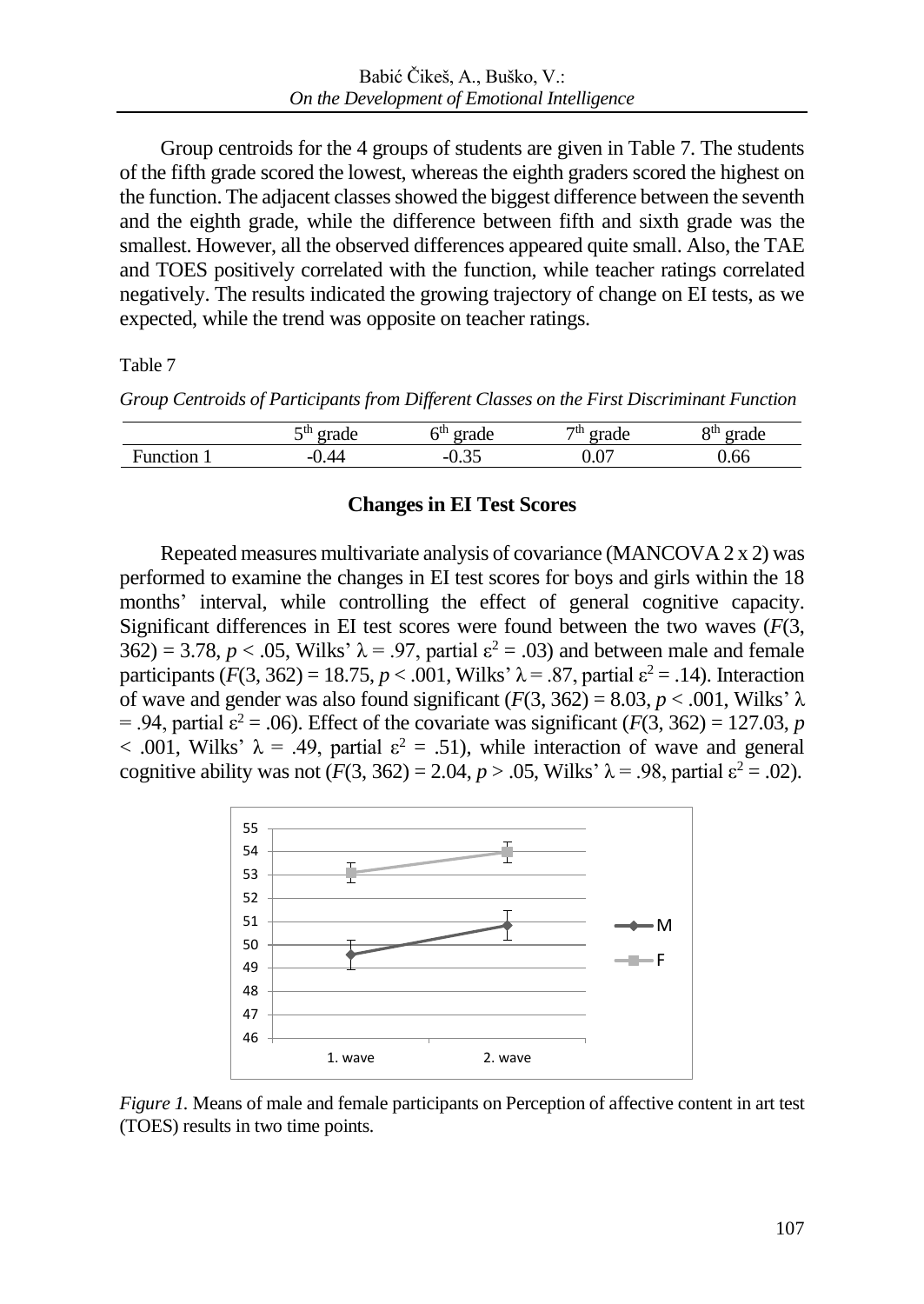Group centroids for the 4 groups of students are given in Table 7. The students of the fifth grade scored the lowest, whereas the eighth graders scored the highest on the function. The adjacent classes showed the biggest difference between the seventh and the eighth grade, while the difference between fifth and sixth grade was the smallest. However, all the observed differences appeared quite small. Also, the TAE and TOES positively correlated with the function, while teacher ratings correlated negatively. The results indicated the growing trajectory of change on EI tests, as we expected, while the trend was opposite on teacher ratings.

Table 7

*Group Centroids of Participants from Different Classes on the First Discriminant Function*

| | 5th grade | 6th grade | 7th grade | 8th grade |
|---|---|---|---|---|
| Function 1 | -0.44 | -0.35 | 0.07 | 0.66 |

## Changes in EI Test Scores

Repeated measures multivariate analysis of covariance (MANCOVA 2 x 2) was performed to examine the changes in EI test scores for boys and girls within the 18 months' interval, while controlling the effect of general cognitive capacity. Significant differences in EI test scores were found between the two waves ($F(3, 362) = 3.78$, $p < .05$, Wilks' $\lambda = .97$, partial $\varepsilon^2 = .03$) and between male and female participants ($F(3, 362) = 18.75$, $p < .001$, Wilks' $\lambda = .87$, partial $\varepsilon^2 = .14$). Interaction of wave and gender was also found significant ($F(3, 362) = 8.03$, $p < .001$, Wilks' $\lambda = .94$, partial $\varepsilon^2 = .06$). Effect of the covariate was significant ($F(3, 362) = 127.03$, $p < .001$, Wilks' $\lambda = .49$, partial $\varepsilon^2 = .51$), while interaction of wave and general cognitive ability was not ($F(3, 362) = 2.04$, $p > .05$, Wilks' $\lambda = .98$, partial $\varepsilon^2 = .02$).

*Figure 1.* Means of male and female participants on Perception of affective content in art test (TOES) results in two time points.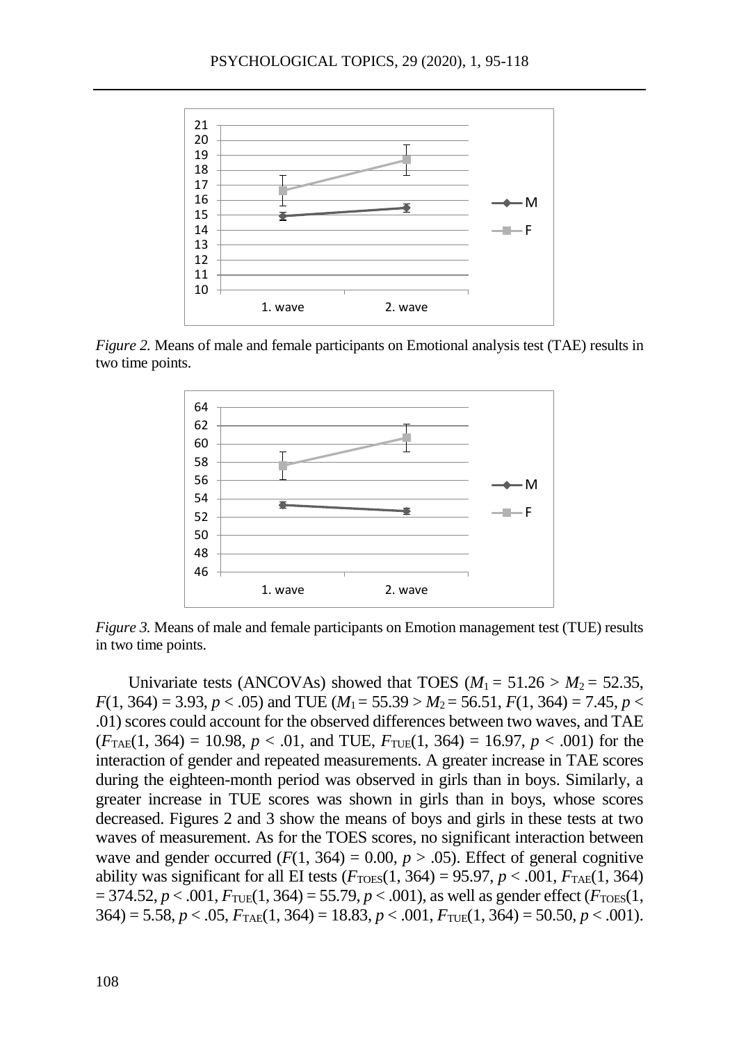*Figure 2.* Means of male and female participants on Emotional analysis test (TAE) results in two time points.

*Figure 3.* Means of male and female participants on Emotion management test (TUE) results in two time points.

Univariate tests (ANCOVAs) showed that TOES ($M_1 = 51.26 > M_2 = 52.35$, $F(1, 364) = 3.93$, $p < .05$) and TUE ($M_1 = 55.39 > M_2 = 56.51$, $F(1, 364) = 7.45$, $p < .01$) scores could account for the observed differences between two waves, and TAE ($F_{\text{TAE}}(1, 364) = 10.98$, $p < .01$, and TUE, $F_{\text{TUE}}(1, 364) = 16.97$, $p < .001$) for the interaction of gender and repeated measurements. A greater increase in TAE scores during the eighteen-month period was observed in girls than in boys. Similarly, a greater increase in TUE scores was shown in girls than in boys, whose scores decreased. Figures 2 and 3 show the means of boys and girls in these tests at two waves of measurement. As for the TOES scores, no significant interaction between wave and gender occurred ($F(1, 364) = 0.00$, $p > .05$). Effect of general cognitive ability was significant for all EI tests ($F_{\text{TOES}}(1, 364) = 95.97$, $p < .001$, $F_{\text{TAE}}(1, 364) = 374.52$, $p < .001$, $F_{\text{TUE}}(1, 364) = 55.79$, $p < .001$), as well as gender effect ($F_{\text{TOES}}(1, 364) = 5.58$, $p < .05$, $F_{\text{TAE}}(1, 364) = 18.83$, $p < .001$, $F_{\text{TUE}}(1, 364) = 50.50$, $p < .001$).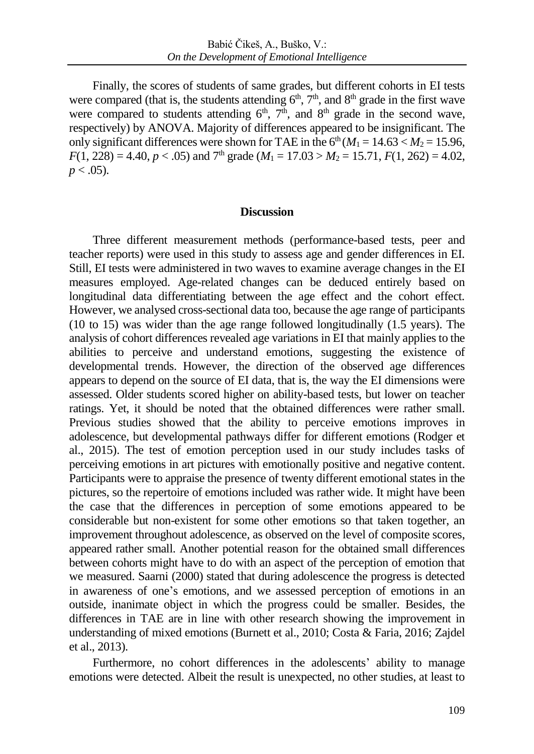Finally, the scores of students of same grades, but different cohorts in EI tests were compared (that is, the students attending 6th, 7th, and 8th grade in the first wave were compared to students attending 6th, 7th, and 8th grade in the second wave, respectively) by ANOVA. Majority of differences appeared to be insignificant. The only significant differences were shown for TAE in the 6th ($M_1 = 14.63 < M_2 = 15.96$, $F(1, 228) = 4.40$, $p < .05$) and 7th grade ($M_1 = 17.03 > M_2 = 15.71$, $F(1, 262) = 4.02$, $p < .05$).

## Discussion

Three different measurement methods (performance-based tests, peer and teacher reports) were used in this study to assess age and gender differences in EI. Still, EI tests were administered in two waves to examine average changes in the EI measures employed. Age-related changes can be deduced entirely based on longitudinal data differentiating between the age effect and the cohort effect. However, we analysed cross-sectional data too, because the age range of participants (10 to 15) was wider than the age range followed longitudinally (1.5 years). The analysis of cohort differences revealed age variations in EI that mainly applies to the abilities to perceive and understand emotions, suggesting the existence of developmental trends. However, the direction of the observed age differences appears to depend on the source of EI data, that is, the way the EI dimensions were assessed. Older students scored higher on ability-based tests, but lower on teacher ratings. Yet, it should be noted that the obtained differences were rather small. Previous studies showed that the ability to perceive emotions improves in adolescence, but developmental pathways differ for different emotions (Rodger et al., 2015). The test of emotion perception used in our study includes tasks of perceiving emotions in art pictures with emotionally positive and negative content. Participants were to appraise the presence of twenty different emotional states in the pictures, so the repertoire of emotions included was rather wide. It might have been the case that the differences in perception of some emotions appeared to be considerable but non-existent for some other emotions so that taken together, an improvement throughout adolescence, as observed on the level of composite scores, appeared rather small. Another potential reason for the obtained small differences between cohorts might have to do with an aspect of the perception of emotion that we measured. Saarni (2000) stated that during adolescence the progress is detected in awareness of one's emotions, and we assessed perception of emotions in an outside, inanimate object in which the progress could be smaller. Besides, the differences in TAE are in line with other research showing the improvement in understanding of mixed emotions (Burnett et al., 2010; Costa & Faria, 2016; Zajdel et al., 2013).

Furthermore, no cohort differences in the adolescents' ability to manage emotions were detected. Albeit the result is unexpected, no other studies, at least to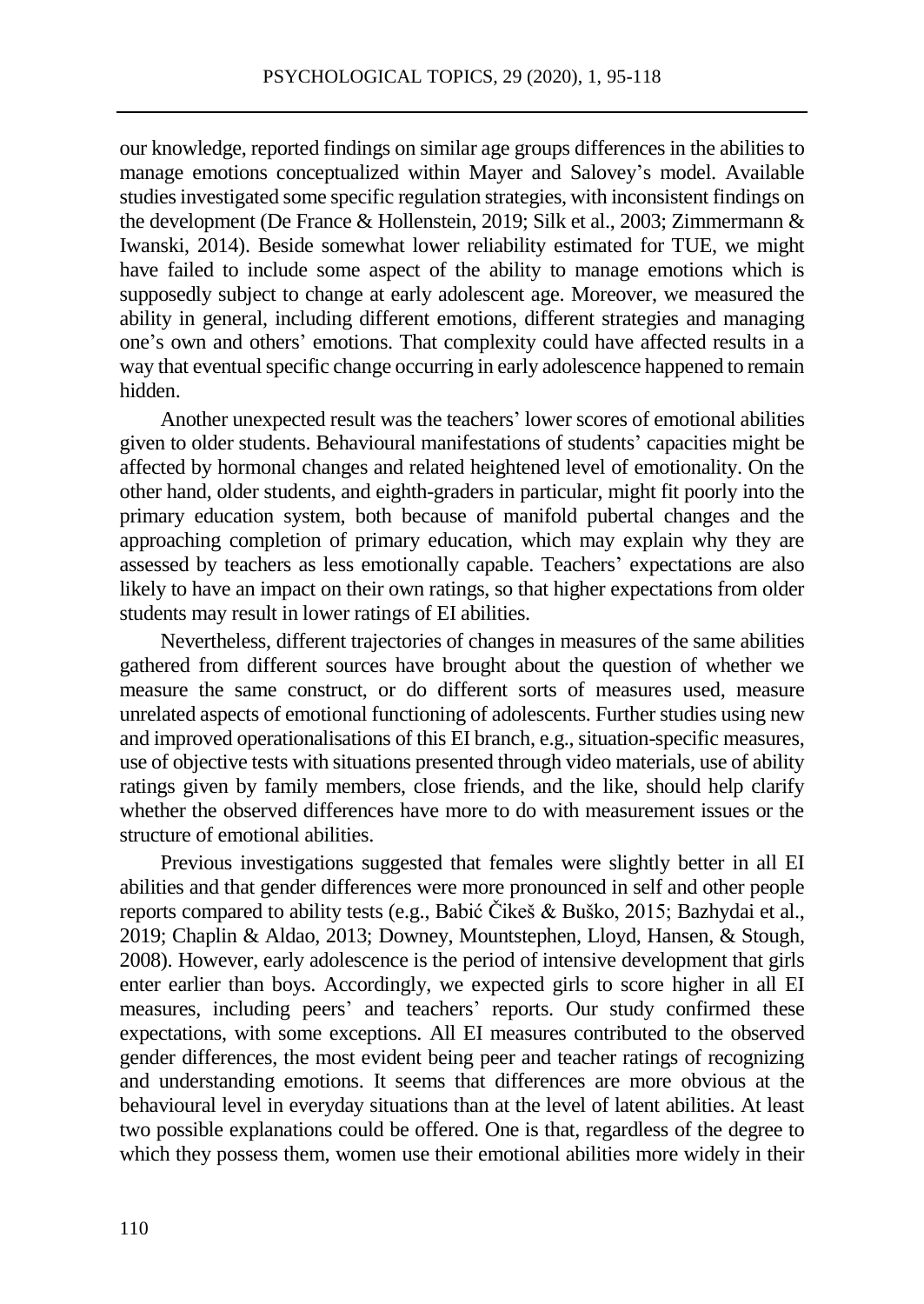our knowledge, reported findings on similar age groups differences in the abilities to manage emotions conceptualized within Mayer and Salovey's model. Available studies investigated some specific regulation strategies, with inconsistent findings on the development (De France & Hollenstein, 2019; Silk et al., 2003; Zimmermann & Iwanski, 2014). Beside somewhat lower reliability estimated for TUE, we might have failed to include some aspect of the ability to manage emotions which is supposedly subject to change at early adolescent age. Moreover, we measured the ability in general, including different emotions, different strategies and managing one's own and others' emotions. That complexity could have affected results in a way that eventual specific change occurring in early adolescence happened to remain hidden.

Another unexpected result was the teachers' lower scores of emotional abilities given to older students. Behavioural manifestations of students' capacities might be affected by hormonal changes and related heightened level of emotionality. On the other hand, older students, and eighth-graders in particular, might fit poorly into the primary education system, both because of manifold pubertal changes and the approaching completion of primary education, which may explain why they are assessed by teachers as less emotionally capable. Teachers' expectations are also likely to have an impact on their own ratings, so that higher expectations from older students may result in lower ratings of EI abilities.

Nevertheless, different trajectories of changes in measures of the same abilities gathered from different sources have brought about the question of whether we measure the same construct, or do different sorts of measures used, measure unrelated aspects of emotional functioning of adolescents. Further studies using new and improved operationalisations of this EI branch, e.g., situation-specific measures, use of objective tests with situations presented through video materials, use of ability ratings given by family members, close friends, and the like, should help clarify whether the observed differences have more to do with measurement issues or the structure of emotional abilities.

Previous investigations suggested that females were slightly better in all EI abilities and that gender differences were more pronounced in self and other people reports compared to ability tests (e.g., Babić Čikeš & Buško, 2015; Bazhydai et al., 2019; Chaplin & Aldao, 2013; Downey, Mountstephen, Lloyd, Hansen, & Stough, 2008). However, early adolescence is the period of intensive development that girls enter earlier than boys. Accordingly, we expected girls to score higher in all EI measures, including peers' and teachers' reports. Our study confirmed these expectations, with some exceptions. All EI measures contributed to the observed gender differences, the most evident being peer and teacher ratings of recognizing and understanding emotions. It seems that differences are more obvious at the behavioural level in everyday situations than at the level of latent abilities. At least two possible explanations could be offered. One is that, regardless of the degree to which they possess them, women use their emotional abilities more widely in their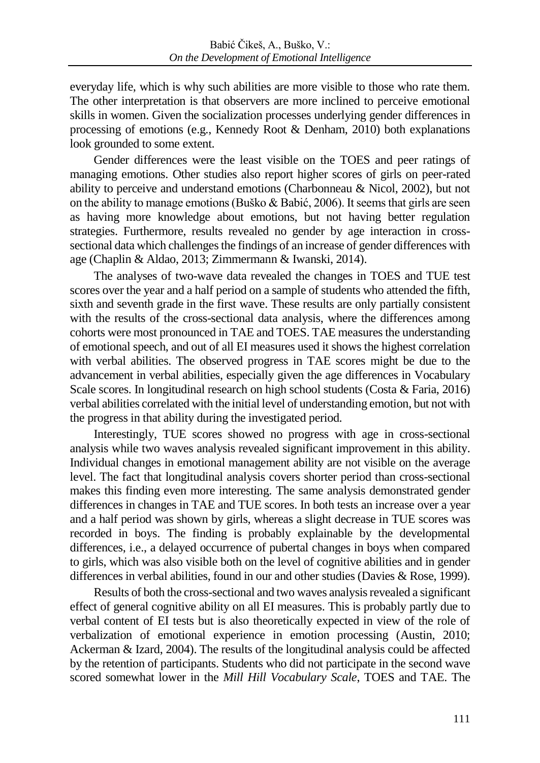everyday life, which is why such abilities are more visible to those who rate them. The other interpretation is that observers are more inclined to perceive emotional skills in women. Given the socialization processes underlying gender differences in processing of emotions (e.g., Kennedy Root & Denham, 2010) both explanations look grounded to some extent.

Gender differences were the least visible on the TOES and peer ratings of managing emotions. Other studies also report higher scores of girls on peer-rated ability to perceive and understand emotions (Charbonneau & Nicol, 2002), but not on the ability to manage emotions (Buško & Babić, 2006). It seems that girls are seen as having more knowledge about emotions, but not having better regulation strategies. Furthermore, results revealed no gender by age interaction in cross-sectional data which challenges the findings of an increase of gender differences with age (Chaplin & Aldao, 2013; Zimmermann & Iwanski, 2014).

The analyses of two-wave data revealed the changes in TOES and TUE test scores over the year and a half period on a sample of students who attended the fifth, sixth and seventh grade in the first wave. These results are only partially consistent with the results of the cross-sectional data analysis, where the differences among cohorts were most pronounced in TAE and TOES. TAE measures the understanding of emotional speech, and out of all EI measures used it shows the highest correlation with verbal abilities. The observed progress in TAE scores might be due to the advancement in verbal abilities, especially given the age differences in Vocabulary Scale scores. In longitudinal research on high school students (Costa & Faria, 2016) verbal abilities correlated with the initial level of understanding emotion, but not with the progress in that ability during the investigated period.

Interestingly, TUE scores showed no progress with age in cross-sectional analysis while two waves analysis revealed significant improvement in this ability. Individual changes in emotional management ability are not visible on the average level. The fact that longitudinal analysis covers shorter period than cross-sectional makes this finding even more interesting. The same analysis demonstrated gender differences in changes in TAE and TUE scores. In both tests an increase over a year and a half period was shown by girls, whereas a slight decrease in TUE scores was recorded in boys. The finding is probably explainable by the developmental differences, i.e., a delayed occurrence of pubertal changes in boys when compared to girls, which was also visible both on the level of cognitive abilities and in gender differences in verbal abilities, found in our and other studies (Davies & Rose, 1999).

Results of both the cross-sectional and two waves analysis revealed a significant effect of general cognitive ability on all EI measures. This is probably partly due to verbal content of EI tests but is also theoretically expected in view of the role of verbalization of emotional experience in emotion processing (Austin, 2010; Ackerman & Izard, 2004). The results of the longitudinal analysis could be affected by the retention of participants. Students who did not participate in the second wave scored somewhat lower in the *Mill Hill Vocabulary Scale*, TOES and TAE. The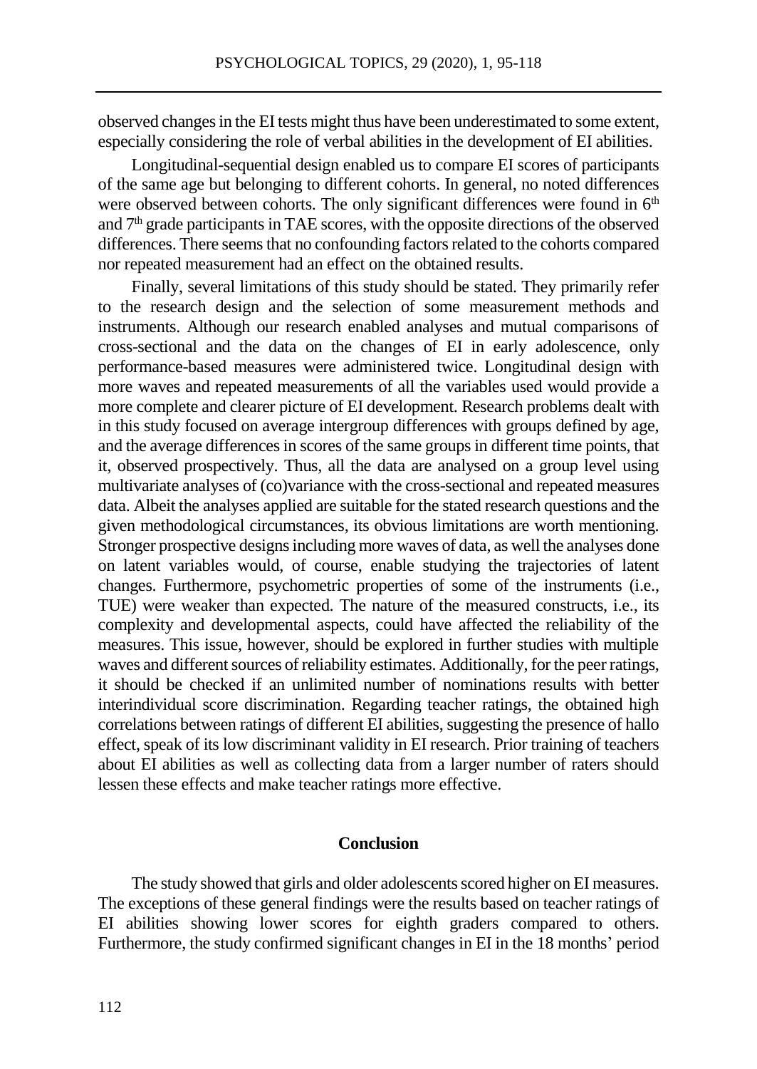observed changes in the EI tests might thus have been underestimated to some extent, especially considering the role of verbal abilities in the development of EI abilities.

Longitudinal-sequential design enabled us to compare EI scores of participants of the same age but belonging to different cohorts. In general, no noted differences were observed between cohorts. The only significant differences were found in 6th and 7th grade participants in TAE scores, with the opposite directions of the observed differences. There seems that no confounding factors related to the cohorts compared nor repeated measurement had an effect on the obtained results.

Finally, several limitations of this study should be stated. They primarily refer to the research design and the selection of some measurement methods and instruments. Although our research enabled analyses and mutual comparisons of cross-sectional and the data on the changes of EI in early adolescence, only performance-based measures were administered twice. Longitudinal design with more waves and repeated measurements of all the variables used would provide a more complete and clearer picture of EI development. Research problems dealt with in this study focused on average intergroup differences with groups defined by age, and the average differences in scores of the same groups in different time points, that it, observed prospectively. Thus, all the data are analysed on a group level using multivariate analyses of (co)variance with the cross-sectional and repeated measures data. Albeit the analyses applied are suitable for the stated research questions and the given methodological circumstances, its obvious limitations are worth mentioning. Stronger prospective designs including more waves of data, as well the analyses done on latent variables would, of course, enable studying the trajectories of latent changes. Furthermore, psychometric properties of some of the instruments (i.e., TUE) were weaker than expected. The nature of the measured constructs, i.e., its complexity and developmental aspects, could have affected the reliability of the measures. This issue, however, should be explored in further studies with multiple waves and different sources of reliability estimates. Additionally, for the peer ratings, it should be checked if an unlimited number of nominations results with better interindividual score discrimination. Regarding teacher ratings, the obtained high correlations between ratings of different EI abilities, suggesting the presence of hallo effect, speak of its low discriminant validity in EI research. Prior training of teachers about EI abilities as well as collecting data from a larger number of raters should lessen these effects and make teacher ratings more effective.

## Conclusion

The study showed that girls and older adolescents scored higher on EI measures. The exceptions of these general findings were the results based on teacher ratings of EI abilities showing lower scores for eighth graders compared to others. Furthermore, the study confirmed significant changes in EI in the 18 months' period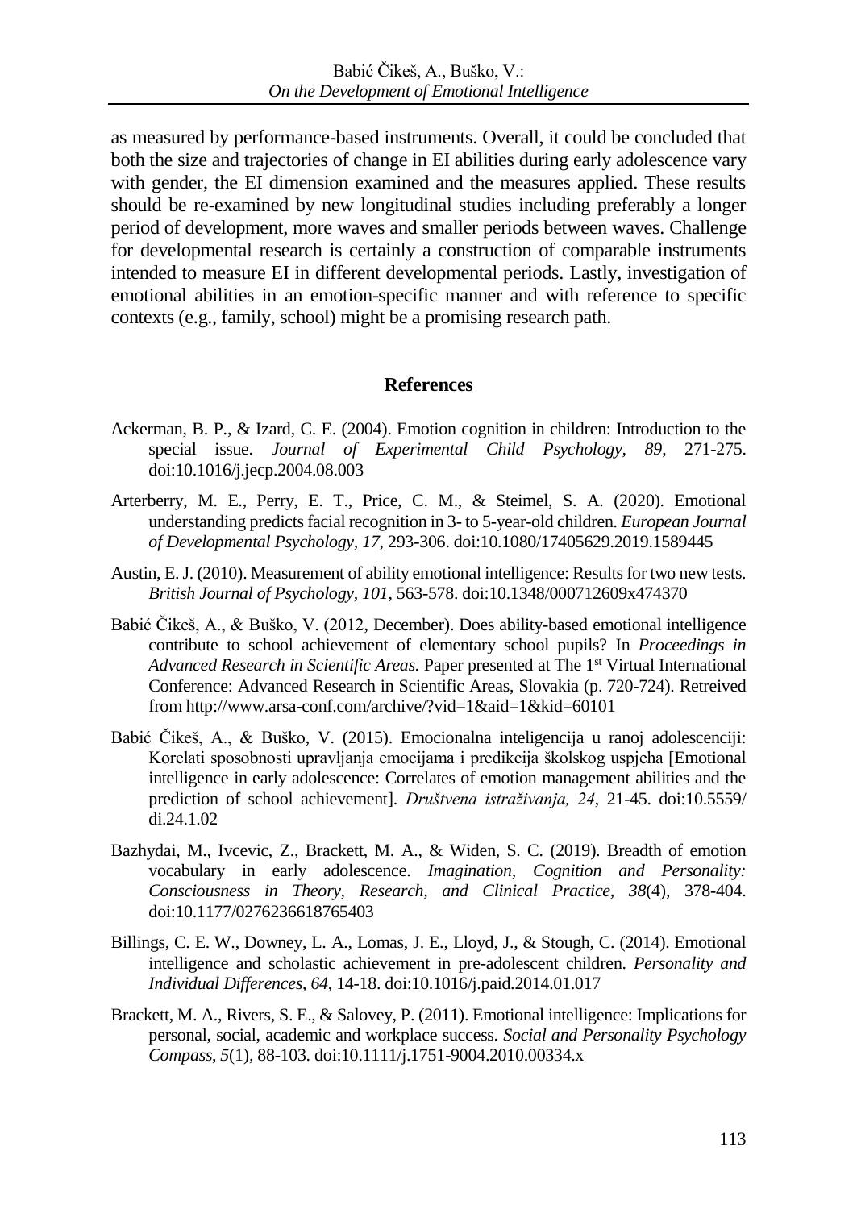as measured by performance-based instruments. Overall, it could be concluded that both the size and trajectories of change in EI abilities during early adolescence vary with gender, the EI dimension examined and the measures applied. These results should be re-examined by new longitudinal studies including preferably a longer period of development, more waves and smaller periods between waves. Challenge for developmental research is certainly a construction of comparable instruments intended to measure EI in different developmental periods. Lastly, investigation of emotional abilities in an emotion-specific manner and with reference to specific contexts (e.g., family, school) might be a promising research path.

## References

Ackerman, B. P., & Izard, C. E. (2004). Emotion cognition in children: Introduction to the special issue. *Journal of Experimental Child Psychology, 89*, 271-275. doi:10.1016/j.jecp.2004.08.003

Arterberry, M. E., Perry, E. T., Price, C. M., & Steimel, S. A. (2020). Emotional understanding predicts facial recognition in 3- to 5-year-old children. *European Journal of Developmental Psychology*, *17*, 293-306. doi:10.1080/17405629.2019.1589445

Austin, E. J. (2010). Measurement of ability emotional intelligence: Results for two new tests. *British Journal of Psychology, 101*, 563-578. doi:10.1348/000712609x474370

Babić Čikeš, A., & Buško, V. (2012, December). Does ability-based emotional intelligence contribute to school achievement of elementary school pupils? In *Proceedings in Advanced Research in Scientific Areas.* Paper presented at The 1st Virtual International Conference: Advanced Research in Scientific Areas, Slovakia (p. 720-724). Retreived from http://www.arsa-conf.com/archive/?vid=1&aid=1&kid=60101

Babić Čikeš, A., & Buško, V. (2015). Emocionalna inteligencija u ranoj adolescenciji: Korelati sposobnosti upravljanja emocijama i predikcija školskog uspjeha [Emotional intelligence in early adolescence: Correlates of emotion management abilities and the prediction of school achievement]. *Društvena istraživanja, 24*, 21-45. doi:10.5559/di.24.1.02

Bazhydai, M., Ivcevic, Z., Brackett, M. A., & Widen, S. C. (2019). Breadth of emotion vocabulary in early adolescence. *Imagination, Cognition and Personality: Consciousness in Theory, Research, and Clinical Practice, 38*(4), 378-404. doi:10.1177/0276236618765403

Billings, C. E. W., Downey, L. A., Lomas, J. E., Lloyd, J., & Stough, C. (2014). Emotional intelligence and scholastic achievement in pre-adolescent children. *Personality and Individual Differences*, *64*, 14-18. doi:10.1016/j.paid.2014.01.017

Brackett, M. A., Rivers, S. E., & Salovey, P. (2011). Emotional intelligence: Implications for personal, social, academic and workplace success. *Social and Personality Psychology Compass*, *5*(1), 88-103. doi:10.1111/j.1751-9004.2010.00334.x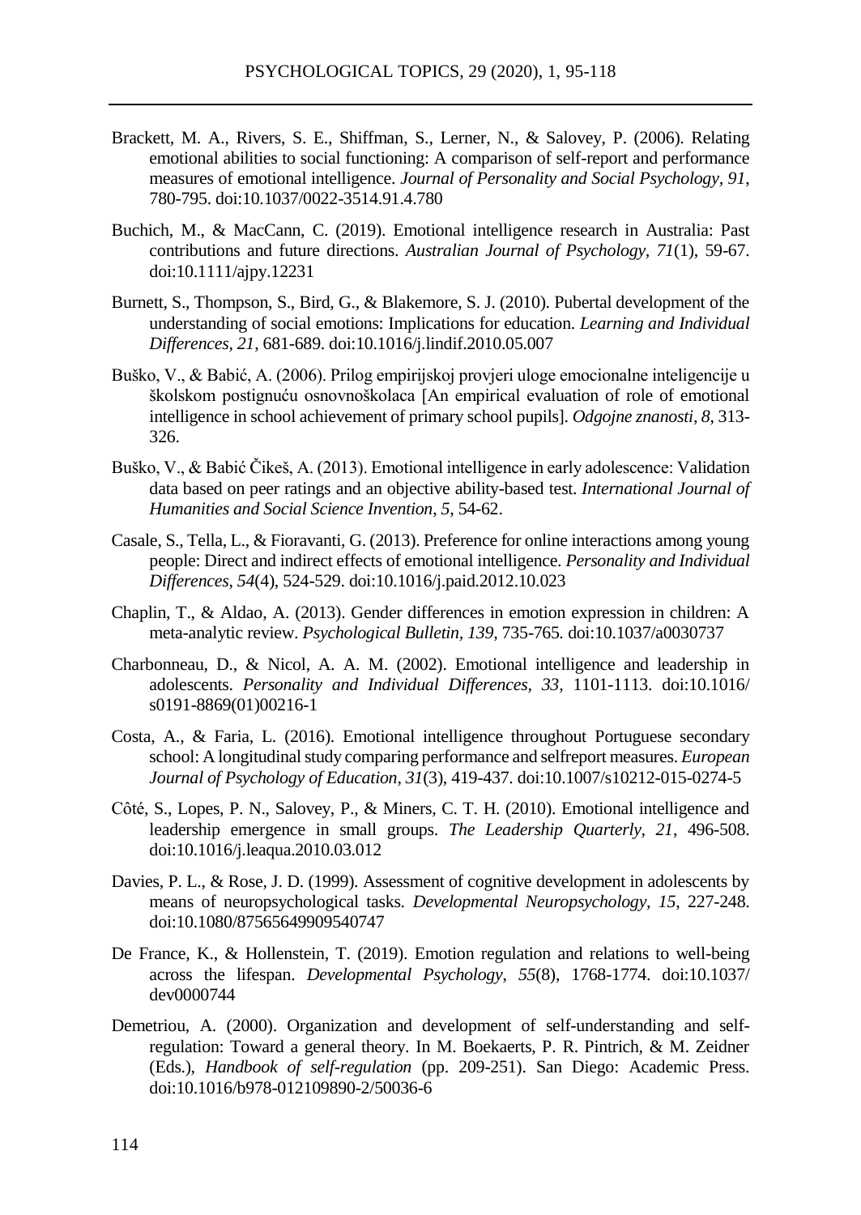Brackett, M. A., Rivers, S. E., Shiffman, S., Lerner, N., & Salovey, P. (2006). Relating emotional abilities to social functioning: A comparison of self-report and performance measures of emotional intelligence. *Journal of Personality and Social Psychology, 91*, 780-795. doi:10.1037/0022-3514.91.4.780

Buchich, M., & MacCann, C. (2019). Emotional intelligence research in Australia: Past contributions and future directions. *Australian Journal of Psychology, 71*(1), 59-67. doi:10.1111/ajpy.12231

Burnett, S., Thompson, S., Bird, G., & Blakemore, S. J. (2010). Pubertal development of the understanding of social emotions: Implications for education. *Learning and Individual Differences*, *21*, 681-689. doi:10.1016/j.lindif.2010.05.007

Buško, V., & Babić, A. (2006). Prilog empirijskoj provjeri uloge emocionalne inteligencije u školskom postignuću osnovnoškolaca [An empirical evaluation of role of emotional intelligence in school achievement of primary school pupils]. *Odgojne znanosti*, *8*, 313-326.

Buško, V., & Babić Čikeš, A. (2013). Emotional intelligence in early adolescence: Validation data based on peer ratings and an objective ability-based test. *International Journal of Humanities and Social Science Invention*, *5*, 54-62.

Casale, S., Tella, L., & Fioravanti, G. (2013). Preference for online interactions among young people: Direct and indirect effects of emotional intelligence. *Personality and Individual Differences, 54*(4), 524-529. doi:10.1016/j.paid.2012.10.023

Chaplin, T., & Aldao, A. (2013). Gender differences in emotion expression in children: A meta-analytic review. *Psychological Bulletin, 139,* 735-765. doi:10.1037/a0030737

Charbonneau, D., & Nicol, A. A. M. (2002). Emotional intelligence and leadership in adolescents. *Personality and Individual Differences, 33,* 1101-1113. doi:10.1016/s0191-8869(01)00216-1

Costa, A., & Faria, L. (2016). Emotional intelligence throughout Portuguese secondary school: A longitudinal study comparing performance and selfreport measures. *European Journal of Psychology of Education, 31*(3), 419-437. doi:10.1007/s10212-015-0274-5

Côté, S., Lopes, P. N., Salovey, P., & Miners, C. T. H. (2010). Emotional intelligence and leadership emergence in small groups. *The Leadership Quarterly, 21*, 496-508. doi:10.1016/j.leaqua.2010.03.012

Davies, P. L., & Rose, J. D. (1999). Assessment of cognitive development in adolescents by means of neuropsychological tasks. *Developmental Neuropsychology, 15,* 227-248. doi:10.1080/87565649909540747

De France, K., & Hollenstein, T. (2019). Emotion regulation and relations to well-being across the lifespan. *Developmental Psychology, 55*(8), 1768-1774. doi:10.1037/dev0000744

Demetriou, A. (2000). Organization and development of self-understanding and self-regulation: Toward a general theory. In M. Boekaerts, P. R. Pintrich, & M. Zeidner (Eds.), *Handbook of self-regulation* (pp. 209-251). San Diego: Academic Press. doi:10.1016/b978-012109890-2/50036-6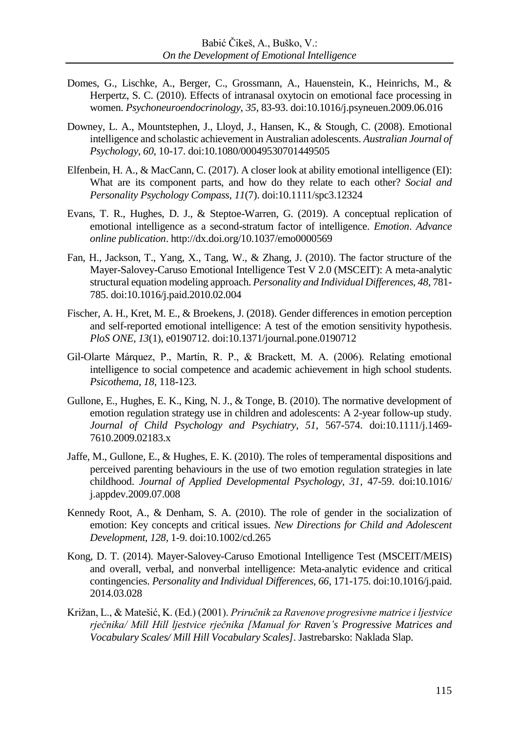Domes, G., Lischke, A., Berger, C., Grossmann, A., Hauenstein, K., Heinrichs, M., & Herpertz, S. C. (2010). Effects of intranasal oxytocin on emotional face processing in women. *Psychoneuroendocrinology*, *35*, 83-93. doi:10.1016/j.psyneuen.2009.06.016

Downey, L. A., Mountstephen, J., Lloyd, J., Hansen, K., & Stough, C. (2008). Emotional intelligence and scholastic achievement in Australian adolescents. *Australian Journal of Psychology*, *60*, 10-17. doi:10.1080/00049530701449505

Elfenbein, H. A., & MacCann, C. (2017). A closer look at ability emotional intelligence (EI): What are its component parts, and how do they relate to each other? *Social and Personality Psychology Compass*, *11*(7). doi:10.1111/spc3.12324

Evans, T. R., Hughes, D. J., & Steptoe-Warren, G. (2019). A conceptual replication of emotional intelligence as a second-stratum factor of intelligence. *Emotion*. *Advance online publication*. http://dx.doi.org/10.1037/emo0000569

Fan, H., Jackson, T., Yang, X., Tang, W., & Zhang, J. (2010). The factor structure of the Mayer-Salovey-Caruso Emotional Intelligence Test V 2.0 (MSCEIT): A meta-analytic structural equation modeling approach. *Personality and Individual Differences*, *48*, 781-785. doi:10.1016/j.paid.2010.02.004

Fischer, A. H., Kret, M. E., & Broekens, J. (2018). Gender differences in emotion perception and self-reported emotional intelligence: A test of the emotion sensitivity hypothesis. *PloS ONE*, *13*(1), e0190712. doi:10.1371/journal.pone.0190712

Gil-Olarte Márquez, P., Martín, R. P., & Brackett, M. A. (2006). Relating emotional intelligence to social competence and academic achievement in high school students. *Psicothema*, *18*, 118-123.

Gullone, E., Hughes, E. K., King, N. J., & Tonge, B. (2010). The normative development of emotion regulation strategy use in children and adolescents: A 2-year follow-up study. *Journal of Child Psychology and Psychiatry*, *51*, 567-574. doi:10.1111/j.1469-7610.2009.02183.x

Jaffe, M., Gullone, E., & Hughes, E. K. (2010). The roles of temperamental dispositions and perceived parenting behaviours in the use of two emotion regulation strategies in late childhood. *Journal of Applied Developmental Psychology*, *31*, 47-59. doi:10.1016/j.appdev.2009.07.008

Kennedy Root, A., & Denham, S. A. (2010). The role of gender in the socialization of emotion: Key concepts and critical issues. *New Directions for Child and Adolescent Development*, *128*, 1-9. doi:10.1002/cd.265

Kong, D. T. (2014). Mayer-Salovey-Caruso Emotional Intelligence Test (MSCEIT/MEIS) and overall, verbal, and nonverbal intelligence: Meta-analytic evidence and critical contingencies. *Personality and Individual Differences*, *66*, 171-175. doi:10.1016/j.paid.2014.03.028

Križan, L., & Matešić, K. (Ed.) (2001). *Priručnik za Ravenove progresivne matrice i ljestvice rječnika/ Mill Hill ljestvice rječnika [Manual for Raven's Progressive Matrices and Vocabulary Scales/ Mill Hill Vocabulary Scales]*. Jastrebarsko: Naklada Slap.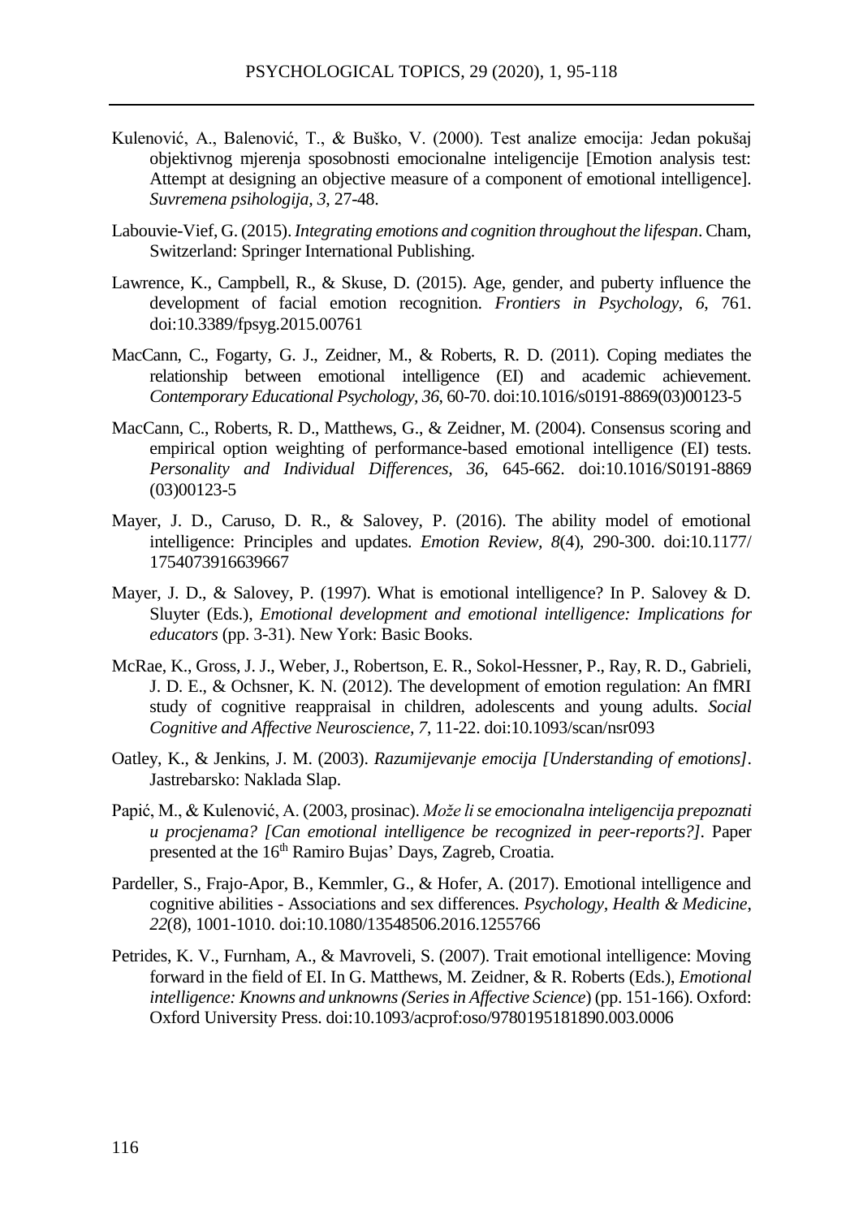Kulenović, A., Balenović, T., & Buško, V. (2000). Test analize emocija: Jedan pokušaj objektivnog mjerenja sposobnosti emocionalne inteligencije [Emotion analysis test: Attempt at designing an objective measure of a component of emotional intelligence]. *Suvremena psihologija, 3*, 27-48.

Labouvie-Vief, G. (2015). *Integrating emotions and cognition throughout the lifespan*. Cham, Switzerland: Springer International Publishing.

Lawrence, K., Campbell, R., & Skuse, D. (2015). Age, gender, and puberty influence the development of facial emotion recognition. *Frontiers in Psychology, 6*, 761. doi:10.3389/fpsyg.2015.00761

MacCann, C., Fogarty, G. J., Zeidner, M., & Roberts, R. D. (2011). Coping mediates the relationship between emotional intelligence (EI) and academic achievement. *Contemporary Educational Psychology, 36*, 60-70. doi:10.1016/s0191-8869(03)00123-5

MacCann, C., Roberts, R. D., Matthews, G., & Zeidner, M. (2004). Consensus scoring and empirical option weighting of performance-based emotional intelligence (EI) tests. *Personality and Individual Differences, 36,* 645-662. doi:10.1016/S0191-8869 (03)00123-5

Mayer, J. D., Caruso, D. R., & Salovey, P. (2016). The ability model of emotional intelligence: Principles and updates. *Emotion Review, 8*(4), 290-300. doi:10.1177/ 1754073916639667

Mayer, J. D., & Salovey, P. (1997). What is emotional intelligence? In P. Salovey & D. Sluyter (Eds.), *Emotional development and emotional intelligence: Implications for educators* (pp. 3-31). New York: Basic Books.

McRae, K., Gross, J. J., Weber, J., Robertson, E. R., Sokol-Hessner, P., Ray, R. D., Gabrieli, J. D. E., & Ochsner, K. N. (2012). The development of emotion regulation: An fMRI study of cognitive reappraisal in children, adolescents and young adults. *Social Cognitive and Affective Neuroscience, 7*, 11-22. doi:10.1093/scan/nsr093

Oatley, K., & Jenkins, J. M. (2003). *Razumijevanje emocija [Understanding of emotions]*. Jastrebarsko: Naklada Slap.

Papić, M., & Kulenović, A. (2003, prosinac). *Može li se emocionalna inteligencija prepoznati u procjenama? [Can emotional intelligence be recognized in peer-reports?]*. Paper presented at the 16th Ramiro Bujas' Days, Zagreb, Croatia.

Pardeller, S., Frajo-Apor, B., Kemmler, G., & Hofer, A. (2017). Emotional intelligence and cognitive abilities - Associations and sex differences. *Psychology, Health & Medicine, 22*(8), 1001-1010. doi:10.1080/13548506.2016.1255766

Petrides, K. V., Furnham, A., & Mavroveli, S. (2007). Trait emotional intelligence: Moving forward in the field of EI. In G. Matthews, M. Zeidner, & R. Roberts (Eds.), *Emotional intelligence: Knowns and unknowns (Series in Affective Science)* (pp. 151-166). Oxford: Oxford University Press. doi:10.1093/acprof:oso/9780195181890.003.0006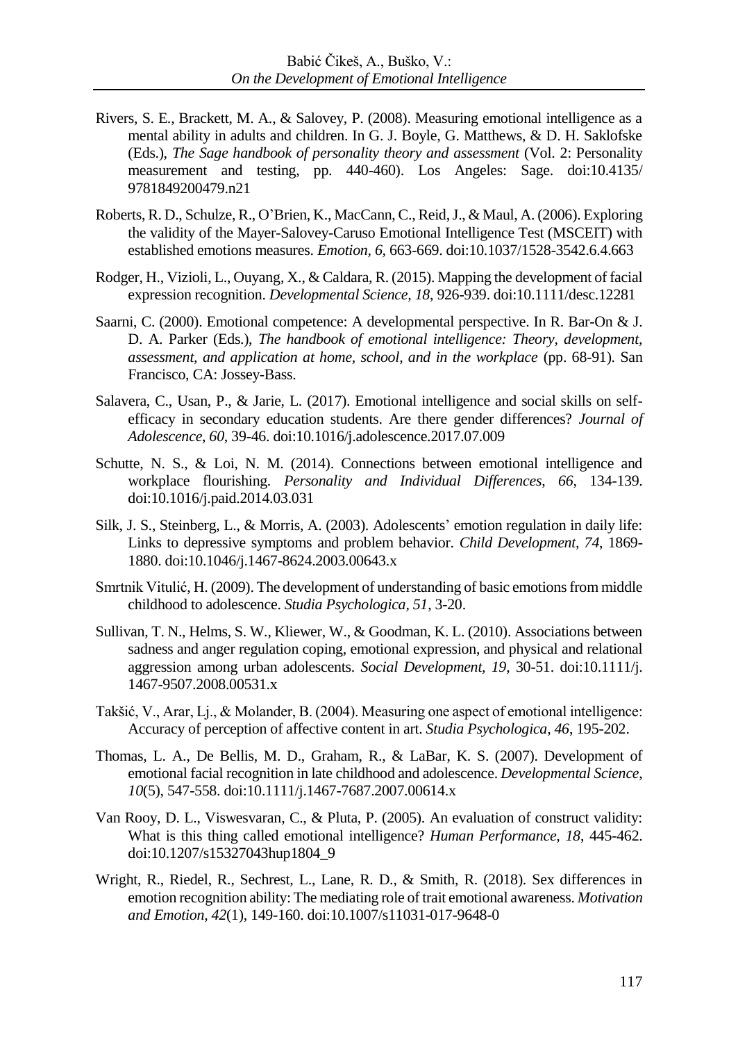Rivers, S. E., Brackett, M. A., & Salovey, P. (2008). Measuring emotional intelligence as a mental ability in adults and children. In G. J. Boyle, G. Matthews, & D. H. Saklofske (Eds.), *The Sage handbook of personality theory and assessment* (Vol. 2: Personality measurement and testing, pp. 440-460). Los Angeles: Sage. doi:10.4135/ 9781849200479.n21

Roberts, R. D., Schulze, R., O'Brien, K., MacCann, C., Reid, J., & Maul, A. (2006). Exploring the validity of the Mayer-Salovey-Caruso Emotional Intelligence Test (MSCEIT) with established emotions measures. *Emotion, 6*, 663-669. doi:10.1037/1528-3542.6.4.663

Rodger, H., Vizioli, L., Ouyang, X., & Caldara, R. (2015). Mapping the development of facial expression recognition. *Developmental Science, 18*, 926-939. doi:10.1111/desc.12281

Saarni, C. (2000). Emotional competence: A developmental perspective. In R. Bar-On & J. D. A. Parker (Eds.), *The handbook of emotional intelligence: Theory, development, assessment, and application at home, school, and in the workplace* (pp. 68-91). San Francisco, CA: Jossey-Bass.

Salavera, C., Usan, P., & Jarie, L. (2017). Emotional intelligence and social skills on self-efficacy in secondary education students. Are there gender differences? *Journal of Adolescence, 60*, 39-46. doi:10.1016/j.adolescence.2017.07.009

Schutte, N. S., & Loi, N. M. (2014). Connections between emotional intelligence and workplace flourishing. *Personality and Individual Differences, 66*, 134-139. doi:10.1016/j.paid.2014.03.031

Silk, J. S., Steinberg, L., & Morris, A. (2003). Adolescents' emotion regulation in daily life: Links to depressive symptoms and problem behavior. *Child Development, 74*, 1869-1880. doi:10.1046/j.1467-8624.2003.00643.x

Smrtnik Vitulić, H. (2009). The development of understanding of basic emotions from middle childhood to adolescence. *Studia Psychologica, 51*, 3-20.

Sullivan, T. N., Helms, S. W., Kliewer, W., & Goodman, K. L. (2010). Associations between sadness and anger regulation coping, emotional expression, and physical and relational aggression among urban adolescents. *Social Development, 19*, 30-51. doi:10.1111/j. 1467-9507.2008.00531.x

Takšić, V., Arar, Lj., & Molander, B. (2004). Measuring one aspect of emotional intelligence: Accuracy of perception of affective content in art. *Studia Psychologica, 46*, 195-202.

Thomas, L. A., De Bellis, M. D., Graham, R., & LaBar, K. S. (2007). Development of emotional facial recognition in late childhood and adolescence. *Developmental Science, 10*(5), 547-558. doi:10.1111/j.1467-7687.2007.00614.x

Van Rooy, D. L., Viswesvaran, C., & Pluta, P. (2005). An evaluation of construct validity: What is this thing called emotional intelligence? *Human Performance, 18*, 445-462. doi:10.1207/s15327043hup1804_9

Wright, R., Riedel, R., Sechrest, L., Lane, R. D., & Smith, R. (2018). Sex differences in emotion recognition ability: The mediating role of trait emotional awareness. *Motivation and Emotion, 42*(1), 149-160. doi:10.1007/s11031-017-9648-0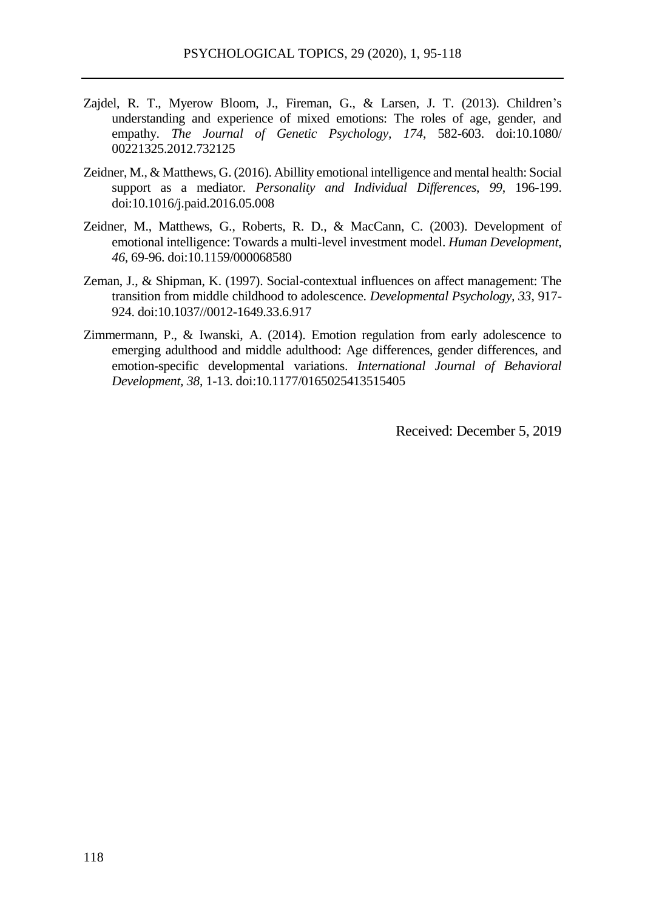Zajdel, R. T., Myerow Bloom, J., Fireman, G., & Larsen, J. T. (2013). Children's understanding and experience of mixed emotions: The roles of age, gender, and empathy. *The Journal of Genetic Psychology, 174*, 582-603. doi:10.1080/00221325.2012.732125

Zeidner, M., & Matthews, G. (2016). Abillity emotional intelligence and mental health: Social support as a mediator. *Personality and Individual Differences*, *99*, 196-199. doi:10.1016/j.paid.2016.05.008

Zeidner, M., Matthews, G., Roberts, R. D., & MacCann, C. (2003). Development of emotional intelligence: Towards a multi-level investment model. *Human Development, 46*, 69-96. doi:10.1159/000068580

Zeman, J., & Shipman, K. (1997). Social-contextual influences on affect management: The transition from middle childhood to adolescence. *Developmental Psychology, 33,* 917-924. doi:10.1037//0012-1649.33.6.917

Zimmermann, P., & Iwanski, A. (2014). Emotion regulation from early adolescence to emerging adulthood and middle adulthood: Age differences, gender differences, and emotion-specific developmental variations. *International Journal of Behavioral Development, 38*, 1-13. doi:10.1177/0165025413515405

Received: December 5, 2019